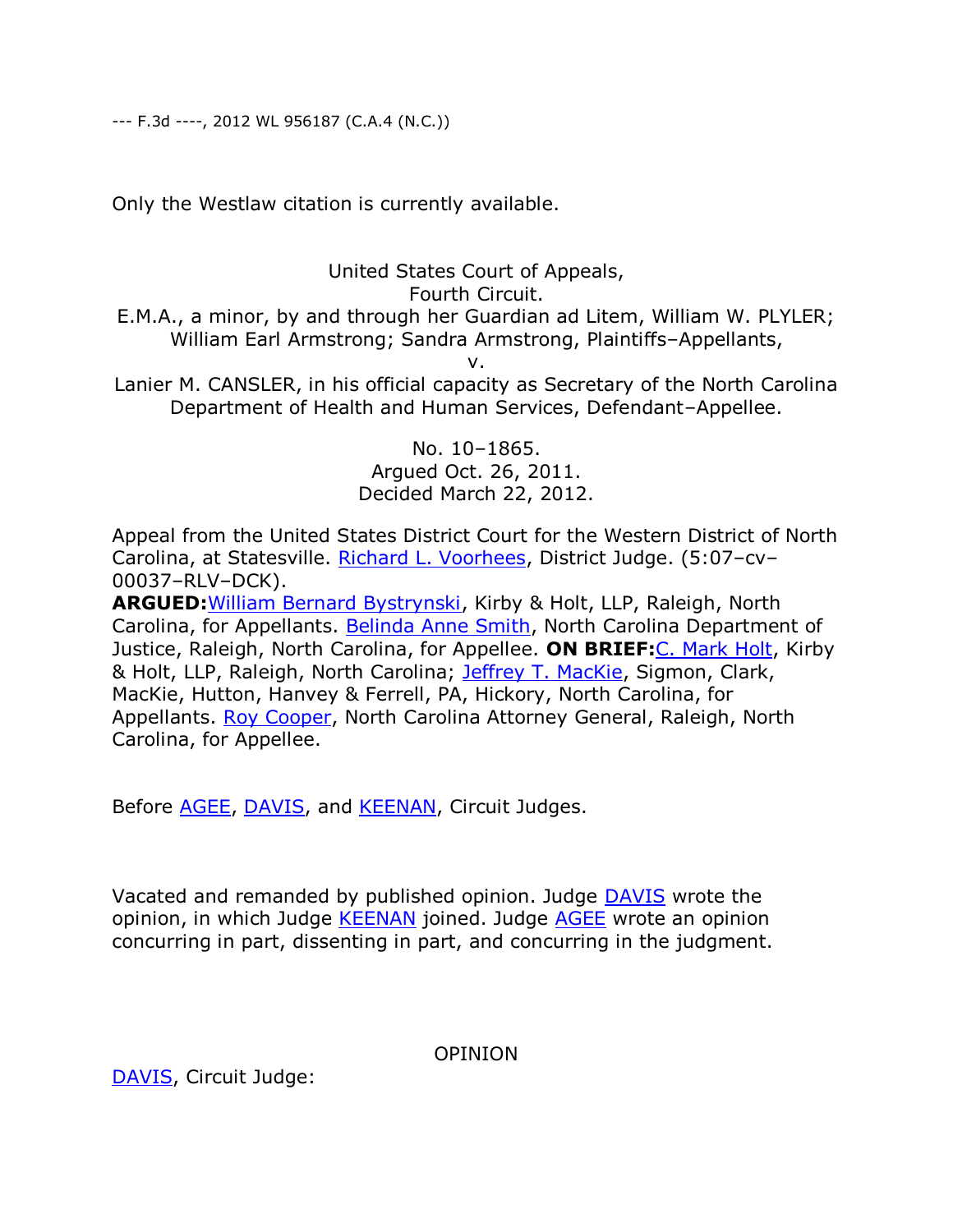--- F.3d ----, 2012 WL 956187 (C.A.4 (N.C.))

Only the Westlaw citation is currently available.

United States Court of Appeals,
Fourth Circuit.
E.M.A., a minor, by and through her Guardian ad Litem, William W. PLYLER; William Earl Armstrong; Sandra Armstrong, Plaintiffs–Appellants,
v.
Lanier M. CANSLER, in his official capacity as Secretary of the North Carolina Department of Health and Human Services, Defendant–Appellee.

No. 10–1865.
Argued Oct. 26, 2011.
Decided March 22, 2012.

Appeal from the United States District Court for the Western District of North Carolina, at Statesville. Richard L. Voorhees, District Judge. (5:07–cv–00037–RLV–DCK).

**ARGUED:** William Bernard Bystrynski, Kirby & Holt, LLP, Raleigh, North Carolina, for Appellants. Belinda Anne Smith, North Carolina Department of Justice, Raleigh, North Carolina, for Appellee. **ON BRIEF:** C. Mark Holt, Kirby & Holt, LLP, Raleigh, North Carolina; Jeffrey T. MacKie, Sigmon, Clark, MacKie, Hutton, Hanvey & Ferrell, PA, Hickory, North Carolina, for Appellants. Roy Cooper, North Carolina Attorney General, Raleigh, North Carolina, for Appellee.

Before AGEE, DAVIS, and KEENAN, Circuit Judges.

Vacated and remanded by published opinion. Judge DAVIS wrote the opinion, in which Judge KEENAN joined. Judge AGEE wrote an opinion concurring in part, dissenting in part, and concurring in the judgment.

OPINION

DAVIS, Circuit Judge: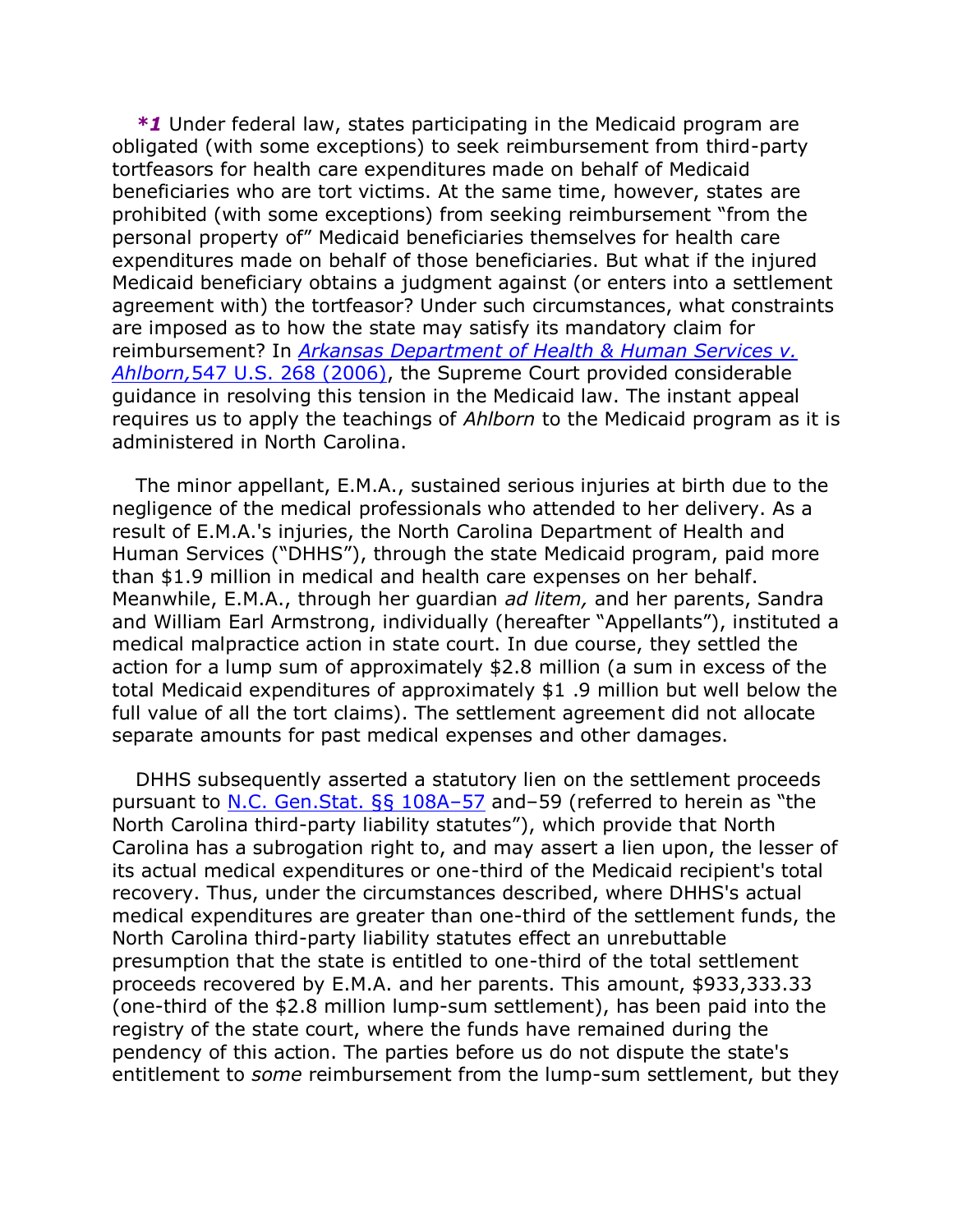***1*** Under federal law, states participating in the Medicaid program are obligated (with some exceptions) to seek reimbursement from third-party tortfeasors for health care expenditures made on behalf of Medicaid beneficiaries who are tort victims. At the same time, however, states are prohibited (with some exceptions) from seeking reimbursement "from the personal property of" Medicaid beneficiaries themselves for health care expenditures made on behalf of those beneficiaries. But what if the injured Medicaid beneficiary obtains a judgment against (or enters into a settlement agreement with) the tortfeasor? Under such circumstances, what constraints are imposed as to how the state may satisfy its mandatory claim for reimbursement? In *Arkansas Department of Health & Human Services v. Ahlborn,*547 U.S. 268 (2006), the Supreme Court provided considerable guidance in resolving this tension in the Medicaid law. The instant appeal requires us to apply the teachings of *Ahlborn* to the Medicaid program as it is administered in North Carolina.

The minor appellant, E.M.A., sustained serious injuries at birth due to the negligence of the medical professionals who attended to her delivery. As a result of E.M.A.'s injuries, the North Carolina Department of Health and Human Services ("DHHS"), through the state Medicaid program, paid more than $1.9 million in medical and health care expenses on her behalf. Meanwhile, E.M.A., through her guardian *ad litem,* and her parents, Sandra and William Earl Armstrong, individually (hereafter "Appellants"), instituted a medical malpractice action in state court. In due course, they settled the action for a lump sum of approximately $2.8 million (a sum in excess of the total Medicaid expenditures of approximately $1 .9 million but well below the full value of all the tort claims). The settlement agreement did not allocate separate amounts for past medical expenses and other damages.

DHHS subsequently asserted a statutory lien on the settlement proceeds pursuant to N.C. Gen.Stat. §§ 108A–57 and–59 (referred to herein as "the North Carolina third-party liability statutes"), which provide that North Carolina has a subrogation right to, and may assert a lien upon, the lesser of its actual medical expenditures or one-third of the Medicaid recipient's total recovery. Thus, under the circumstances described, where DHHS's actual medical expenditures are greater than one-third of the settlement funds, the North Carolina third-party liability statutes effect an unrebuttable presumption that the state is entitled to one-third of the total settlement proceeds recovered by E.M.A. and her parents. This amount, $933,333.33 (one-third of the $2.8 million lump-sum settlement), has been paid into the registry of the state court, where the funds have remained during the pendency of this action. The parties before us do not dispute the state's entitlement to *some* reimbursement from the lump-sum settlement, but they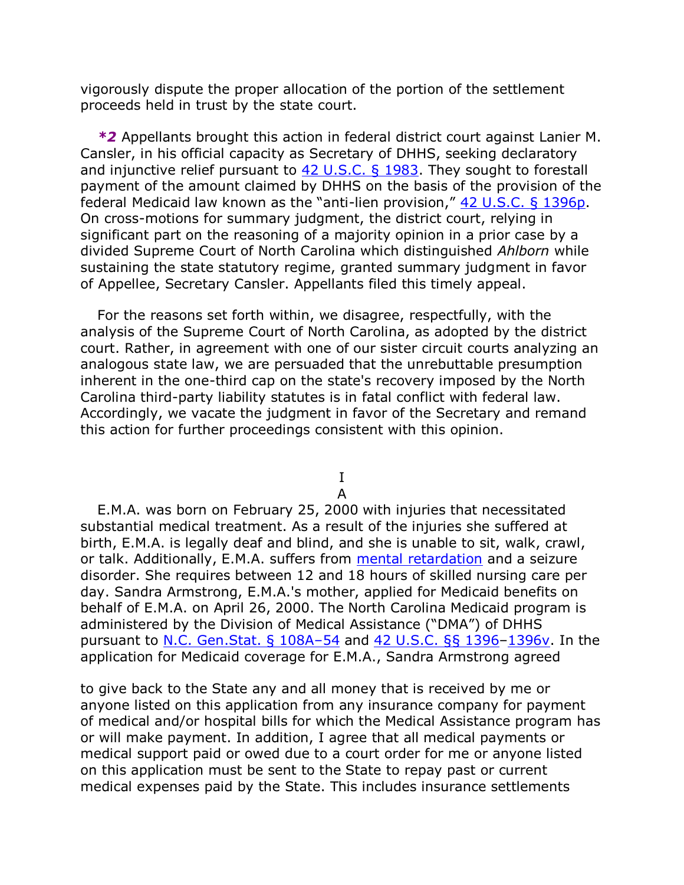vigorously dispute the proper allocation of the portion of the settlement proceeds held in trust by the state court.

***2** Appellants brought this action in federal district court against Lanier M. Cansler, in his official capacity as Secretary of DHHS, seeking declaratory and injunctive relief pursuant to 42 U.S.C. § 1983. They sought to forestall payment of the amount claimed by DHHS on the basis of the provision of the federal Medicaid law known as the "anti-lien provision," 42 U.S.C. § 1396p. On cross-motions for summary judgment, the district court, relying in significant part on the reasoning of a majority opinion in a prior case by a divided Supreme Court of North Carolina which distinguished *Ahlborn* while sustaining the state statutory regime, granted summary judgment in favor of Appellee, Secretary Cansler. Appellants filed this timely appeal.

For the reasons set forth within, we disagree, respectfully, with the analysis of the Supreme Court of North Carolina, as adopted by the district court. Rather, in agreement with one of our sister circuit courts analyzing an analogous state law, we are persuaded that the unrebuttable presumption inherent in the one-third cap on the state's recovery imposed by the North Carolina third-party liability statutes is in fatal conflict with federal law. Accordingly, we vacate the judgment in favor of the Secretary and remand this action for further proceedings consistent with this opinion.

## I

### A

E.M.A. was born on February 25, 2000 with injuries that necessitated substantial medical treatment. As a result of the injuries she suffered at birth, E.M.A. is legally deaf and blind, and she is unable to sit, walk, crawl, or talk. Additionally, E.M.A. suffers from mental retardation and a seizure disorder. She requires between 12 and 18 hours of skilled nursing care per day. Sandra Armstrong, E.M.A.'s mother, applied for Medicaid benefits on behalf of E.M.A. on April 26, 2000. The North Carolina Medicaid program is administered by the Division of Medical Assistance ("DMA") of DHHS pursuant to N.C. Gen.Stat. § 108A–54 and 42 U.S.C. §§ 1396–1396v. In the application for Medicaid coverage for E.M.A., Sandra Armstrong agreed

to give back to the State any and all money that is received by me or anyone listed on this application from any insurance company for payment of medical and/or hospital bills for which the Medical Assistance program has or will make payment. In addition, I agree that all medical payments or medical support paid or owed due to a court order for me or anyone listed on this application must be sent to the State to repay past or current medical expenses paid by the State. This includes insurance settlements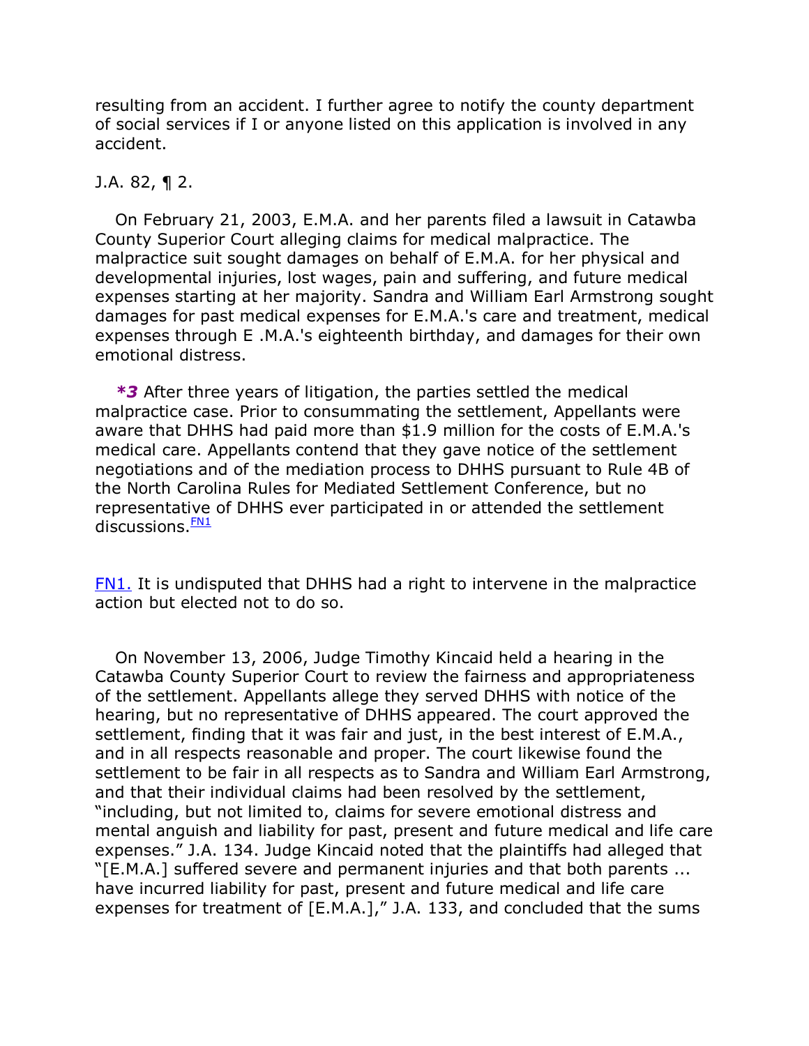resulting from an accident. I further agree to notify the county department of social services if I or anyone listed on this application is involved in any accident.

J.A. 82, ¶ 2.

On February 21, 2003, E.M.A. and her parents filed a lawsuit in Catawba County Superior Court alleging claims for medical malpractice. The malpractice suit sought damages on behalf of E.M.A. for her physical and developmental injuries, lost wages, pain and suffering, and future medical expenses starting at her majority. Sandra and William Earl Armstrong sought damages for past medical expenses for E.M.A.'s care and treatment, medical expenses through E .M.A.'s eighteenth birthday, and damages for their own emotional distress.

***3** After three years of litigation, the parties settled the medical malpractice case. Prior to consummating the settlement, Appellants were aware that DHHS had paid more than $1.9 million for the costs of E.M.A.'s medical care. Appellants contend that they gave notice of the settlement negotiations and of the mediation process to DHHS pursuant to Rule 4B of the North Carolina Rules for Mediated Settlement Conference, but no representative of DHHS ever participated in or attended the settlement discussions.[FN1]

FN1. It is undisputed that DHHS had a right to intervene in the malpractice action but elected not to do so.

On November 13, 2006, Judge Timothy Kincaid held a hearing in the Catawba County Superior Court to review the fairness and appropriateness of the settlement. Appellants allege they served DHHS with notice of the hearing, but no representative of DHHS appeared. The court approved the settlement, finding that it was fair and just, in the best interest of E.M.A., and in all respects reasonable and proper. The court likewise found the settlement to be fair in all respects as to Sandra and William Earl Armstrong, and that their individual claims had been resolved by the settlement, "including, but not limited to, claims for severe emotional distress and mental anguish and liability for past, present and future medical and life care expenses." J.A. 134. Judge Kincaid noted that the plaintiffs had alleged that "[E.M.A.] suffered severe and permanent injuries and that both parents ... have incurred liability for past, present and future medical and life care expenses for treatment of [E.M.A.]," J.A. 133, and concluded that the sums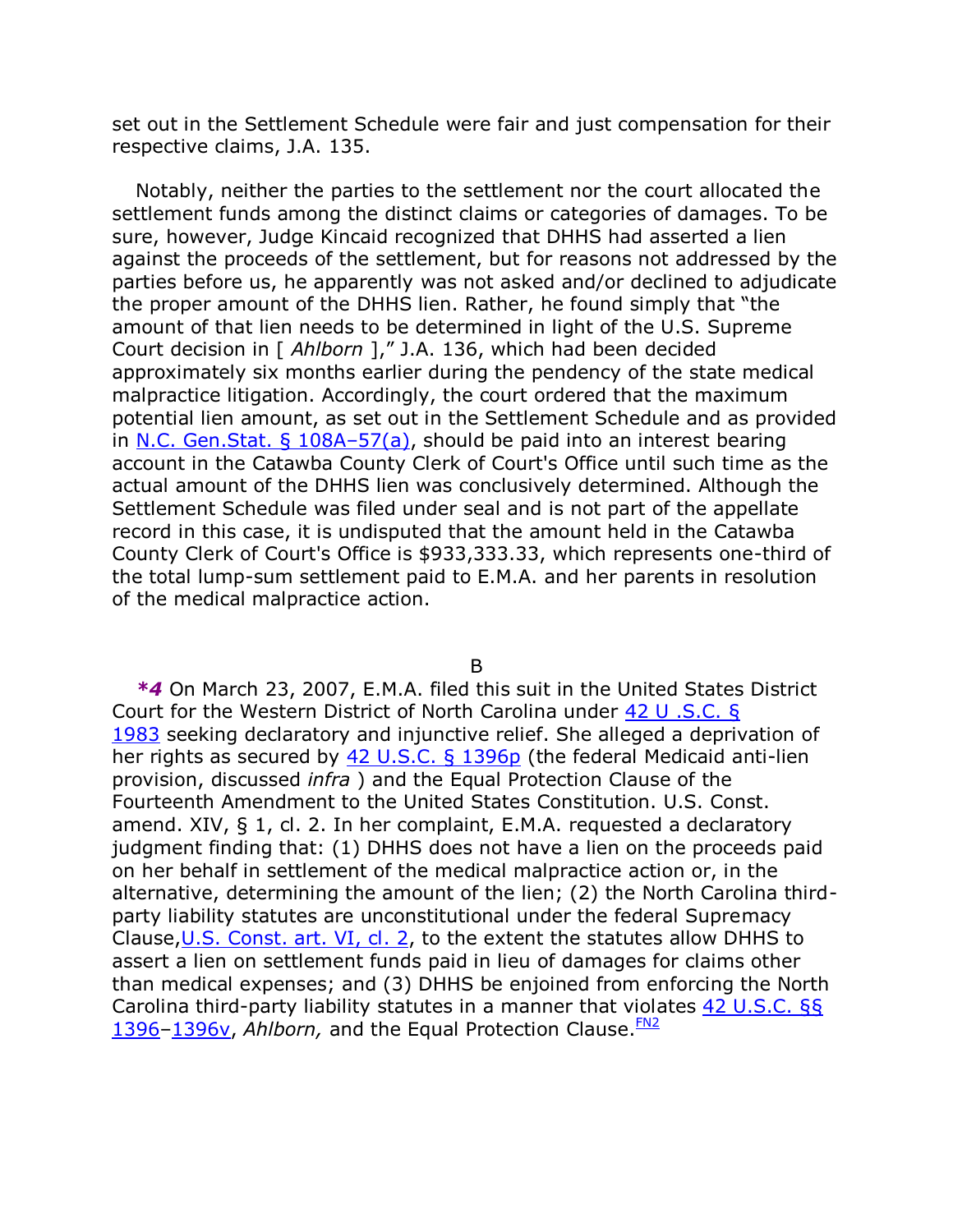set out in the Settlement Schedule were fair and just compensation for their respective claims, J.A. 135.

Notably, neither the parties to the settlement nor the court allocated the settlement funds among the distinct claims or categories of damages. To be sure, however, Judge Kincaid recognized that DHHS had asserted a lien against the proceeds of the settlement, but for reasons not addressed by the parties before us, he apparently was not asked and/or declined to adjudicate the proper amount of the DHHS lien. Rather, he found simply that "the amount of that lien needs to be determined in light of the U.S. Supreme Court decision in [ *Ahlborn* ]," J.A. 136, which had been decided approximately six months earlier during the pendency of the state medical malpractice litigation. Accordingly, the court ordered that the maximum potential lien amount, as set out in the Settlement Schedule and as provided in N.C. Gen.Stat. § 108A–57(a), should be paid into an interest bearing account in the Catawba County Clerk of Court's Office until such time as the actual amount of the DHHS lien was conclusively determined. Although the Settlement Schedule was filed under seal and is not part of the appellate record in this case, it is undisputed that the amount held in the Catawba County Clerk of Court's Office is $933,333.33, which represents one-third of the total lump-sum settlement paid to E.M.A. and her parents in resolution of the medical malpractice action.

B

***4** On March 23, 2007, E.M.A. filed this suit in the United States District Court for the Western District of North Carolina under 42 U .S.C. § 1983 seeking declaratory and injunctive relief. She alleged a deprivation of her rights as secured by 42 U.S.C. § 1396p (the federal Medicaid anti-lien provision, discussed *infra* ) and the Equal Protection Clause of the Fourteenth Amendment to the United States Constitution. U.S. Const. amend. XIV, § 1, cl. 2. In her complaint, E.M.A. requested a declaratory judgment finding that: (1) DHHS does not have a lien on the proceeds paid on her behalf in settlement of the medical malpractice action or, in the alternative, determining the amount of the lien; (2) the North Carolina third-party liability statutes are unconstitutional under the federal Supremacy Clause,U.S. Const. art. VI, cl. 2, to the extent the statutes allow DHHS to assert a lien on settlement funds paid in lieu of damages for claims other than medical expenses; and (3) DHHS be enjoined from enforcing the North Carolina third-party liability statutes in a manner that violates 42 U.S.C. §§ 1396–1396v, *Ahlborn,* and the Equal Protection Clause.[FN2]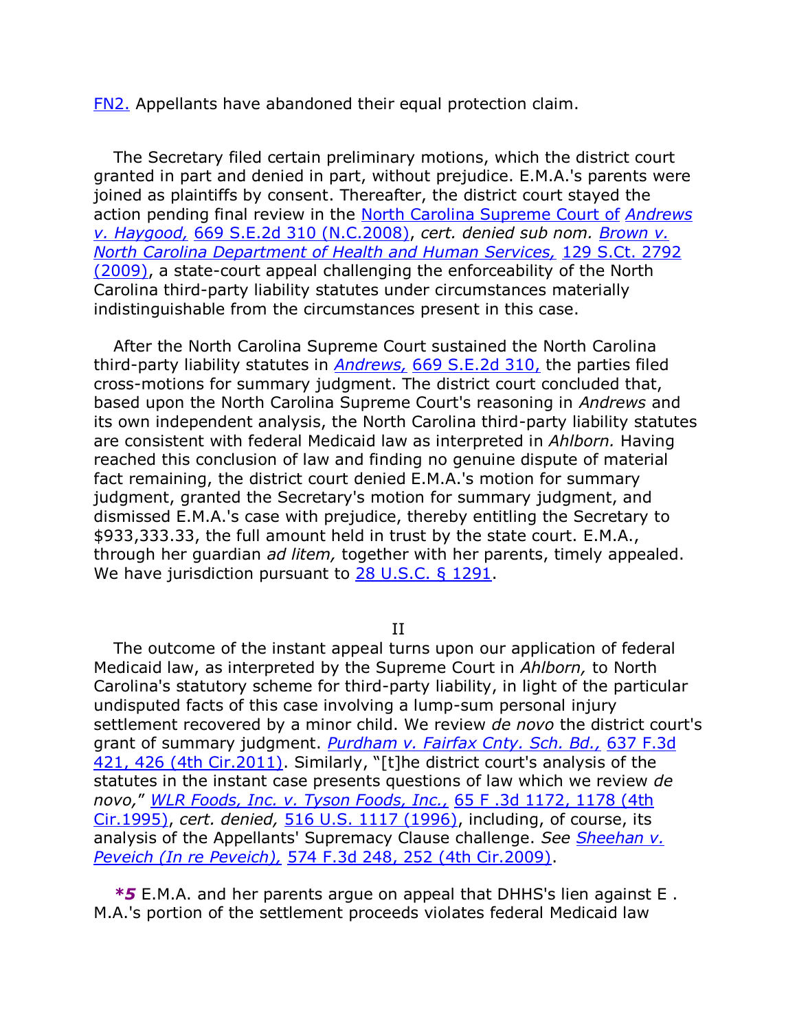FN2. Appellants have abandoned their equal protection claim.

The Secretary filed certain preliminary motions, which the district court granted in part and denied in part, without prejudice. E.M.A.'s parents were joined as plaintiffs by consent. Thereafter, the district court stayed the action pending final review in the North Carolina Supreme Court of *Andrews v. Haygood,* 669 S.E.2d 310 (N.C.2008), *cert. denied sub nom.* *Brown v. North Carolina Department of Health and Human Services,* 129 S.Ct. 2792 (2009), a state-court appeal challenging the enforceability of the North Carolina third-party liability statutes under circumstances materially indistinguishable from the circumstances present in this case.

After the North Carolina Supreme Court sustained the North Carolina third-party liability statutes in *Andrews,* 669 S.E.2d 310, the parties filed cross-motions for summary judgment. The district court concluded that, based upon the North Carolina Supreme Court's reasoning in *Andrews* and its own independent analysis, the North Carolina third-party liability statutes are consistent with federal Medicaid law as interpreted in *Ahlborn.* Having reached this conclusion of law and finding no genuine dispute of material fact remaining, the district court denied E.M.A.'s motion for summary judgment, granted the Secretary's motion for summary judgment, and dismissed E.M.A.'s case with prejudice, thereby entitling the Secretary to $933,333.33, the full amount held in trust by the state court. E.M.A., through her guardian *ad litem,* together with her parents, timely appealed. We have jurisdiction pursuant to 28 U.S.C. § 1291.

## II

The outcome of the instant appeal turns upon our application of federal Medicaid law, as interpreted by the Supreme Court in *Ahlborn,* to North Carolina's statutory scheme for third-party liability, in light of the particular undisputed facts of this case involving a lump-sum personal injury settlement recovered by a minor child. We review *de novo* the district court's grant of summary judgment. *Purdham v. Fairfax Cnty. Sch. Bd.,* 637 F.3d 421, 426 (4th Cir.2011). Similarly, "[t]he district court's analysis of the statutes in the instant case presents questions of law which we review *de novo,*" *WLR Foods, Inc. v. Tyson Foods, Inc.,* 65 F .3d 1172, 1178 (4th Cir.1995), *cert. denied,* 516 U.S. 1117 (1996), including, of course, its analysis of the Appellants' Supremacy Clause challenge. *See* *Sheehan v. Peveich (In re Peveich),* 574 F.3d 248, 252 (4th Cir.2009).

***5** E.M.A. and her parents argue on appeal that DHHS's lien against E . M.A.'s portion of the settlement proceeds violates federal Medicaid law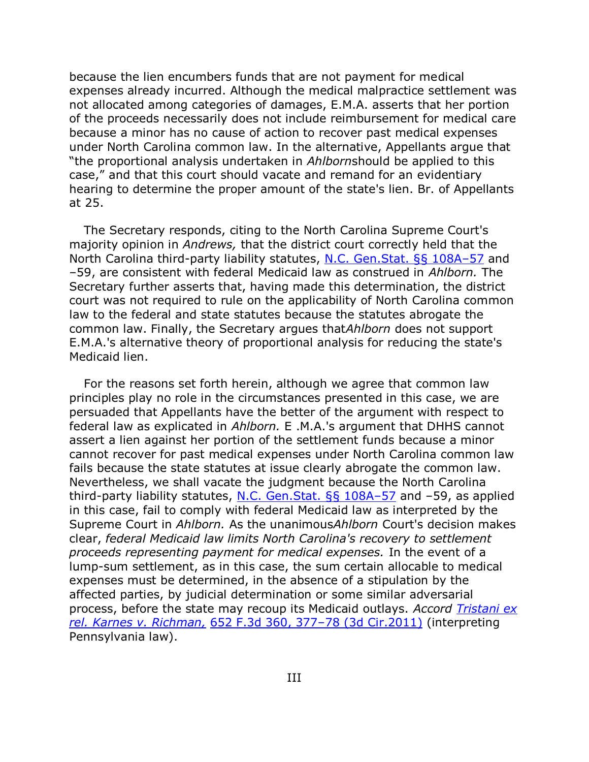because the lien encumbers funds that are not payment for medical expenses already incurred. Although the medical malpractice settlement was not allocated among categories of damages, E.M.A. asserts that her portion of the proceeds necessarily does not include reimbursement for medical care because a minor has no cause of action to recover past medical expenses under North Carolina common law. In the alternative, Appellants argue that "the proportional analysis undertaken in *Ahlborn*should be applied to this case," and that this court should vacate and remand for an evidentiary hearing to determine the proper amount of the state's lien. Br. of Appellants at 25.

The Secretary responds, citing to the North Carolina Supreme Court's majority opinion in *Andrews,* that the district court correctly held that the North Carolina third-party liability statutes, N.C. Gen.Stat. §§ 108A–57 and –59, are consistent with federal Medicaid law as construed in *Ahlborn.* The Secretary further asserts that, having made this determination, the district court was not required to rule on the applicability of North Carolina common law to the federal and state statutes because the statutes abrogate the common law. Finally, the Secretary argues that*Ahlborn* does not support E.M.A.'s alternative theory of proportional analysis for reducing the state's Medicaid lien.

For the reasons set forth herein, although we agree that common law principles play no role in the circumstances presented in this case, we are persuaded that Appellants have the better of the argument with respect to federal law as explicated in *Ahlborn.* E .M.A.'s argument that DHHS cannot assert a lien against her portion of the settlement funds because a minor cannot recover for past medical expenses under North Carolina common law fails because the state statutes at issue clearly abrogate the common law. Nevertheless, we shall vacate the judgment because the North Carolina third-party liability statutes, N.C. Gen.Stat. §§ 108A–57 and –59, as applied in this case, fail to comply with federal Medicaid law as interpreted by the Supreme Court in *Ahlborn.* As the unanimous*Ahlborn* Court's decision makes clear, *federal Medicaid law limits North Carolina's recovery to settlement proceeds representing payment for medical expenses.* In the event of a lump-sum settlement, as in this case, the sum certain allocable to medical expenses must be determined, in the absence of a stipulation by the affected parties, by judicial determination or some similar adversarial process, before the state may recoup its Medicaid outlays. *Accord Tristani ex rel. Karnes v. Richman,* 652 F.3d 360, 377–78 (3d Cir.2011) (interpreting Pennsylvania law).

III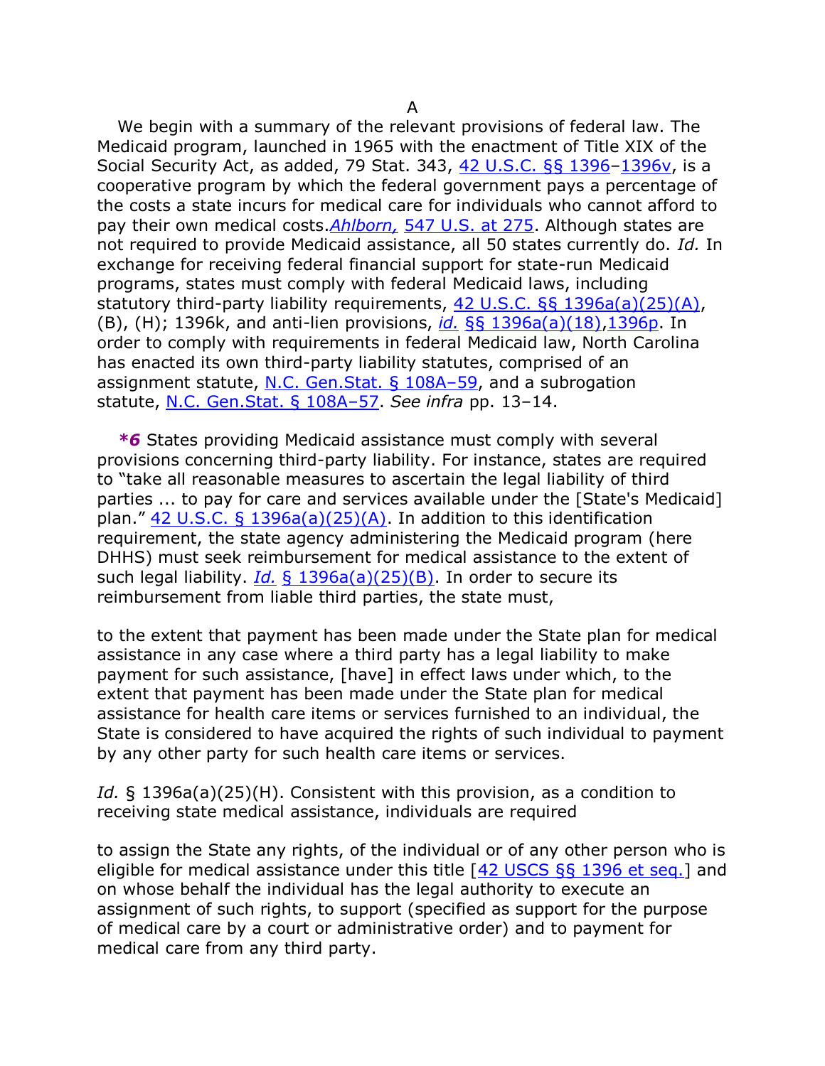A

We begin with a summary of the relevant provisions of federal law. The Medicaid program, launched in 1965 with the enactment of Title XIX of the Social Security Act, as added, 79 Stat. 343, 42 U.S.C. §§ 1396–1396v, is a cooperative program by which the federal government pays a percentage of the costs a state incurs for medical care for individuals who cannot afford to pay their own medical costs. *Ahlborn,* 547 U.S. at 275. Although states are not required to provide Medicaid assistance, all 50 states currently do. *Id.* In exchange for receiving federal financial support for state-run Medicaid programs, states must comply with federal Medicaid laws, including statutory third-party liability requirements, 42 U.S.C. §§ 1396a(a)(25)(A), (B), (H); 1396k, and anti-lien provisions, *id.* §§ 1396a(a)(18), 1396p. In order to comply with requirements in federal Medicaid law, North Carolina has enacted its own third-party liability statutes, comprised of an assignment statute, N.C. Gen.Stat. § 108A–59, and a subrogation statute, N.C. Gen.Stat. § 108A–57. *See infra* pp. 13–14.

***6** States providing Medicaid assistance must comply with several provisions concerning third-party liability. For instance, states are required to "take all reasonable measures to ascertain the legal liability of third parties ... to pay for care and services available under the [State's Medicaid] plan." 42 U.S.C. § 1396a(a)(25)(A). In addition to this identification requirement, the state agency administering the Medicaid program (here DHHS) must seek reimbursement for medical assistance to the extent of such legal liability. *Id.* § 1396a(a)(25)(B). In order to secure its reimbursement from liable third parties, the state must,

to the extent that payment has been made under the State plan for medical assistance in any case where a third party has a legal liability to make payment for such assistance, [have] in effect laws under which, to the extent that payment has been made under the State plan for medical assistance for health care items or services furnished to an individual, the State is considered to have acquired the rights of such individual to payment by any other party for such health care items or services.

*Id.* § 1396a(a)(25)(H). Consistent with this provision, as a condition to receiving state medical assistance, individuals are required

to assign the State any rights, of the individual or of any other person who is eligible for medical assistance under this title [42 USCS §§ 1396 et seq.] and on whose behalf the individual has the legal authority to execute an assignment of such rights, to support (specified as support for the purpose of medical care by a court or administrative order) and to payment for medical care from any third party.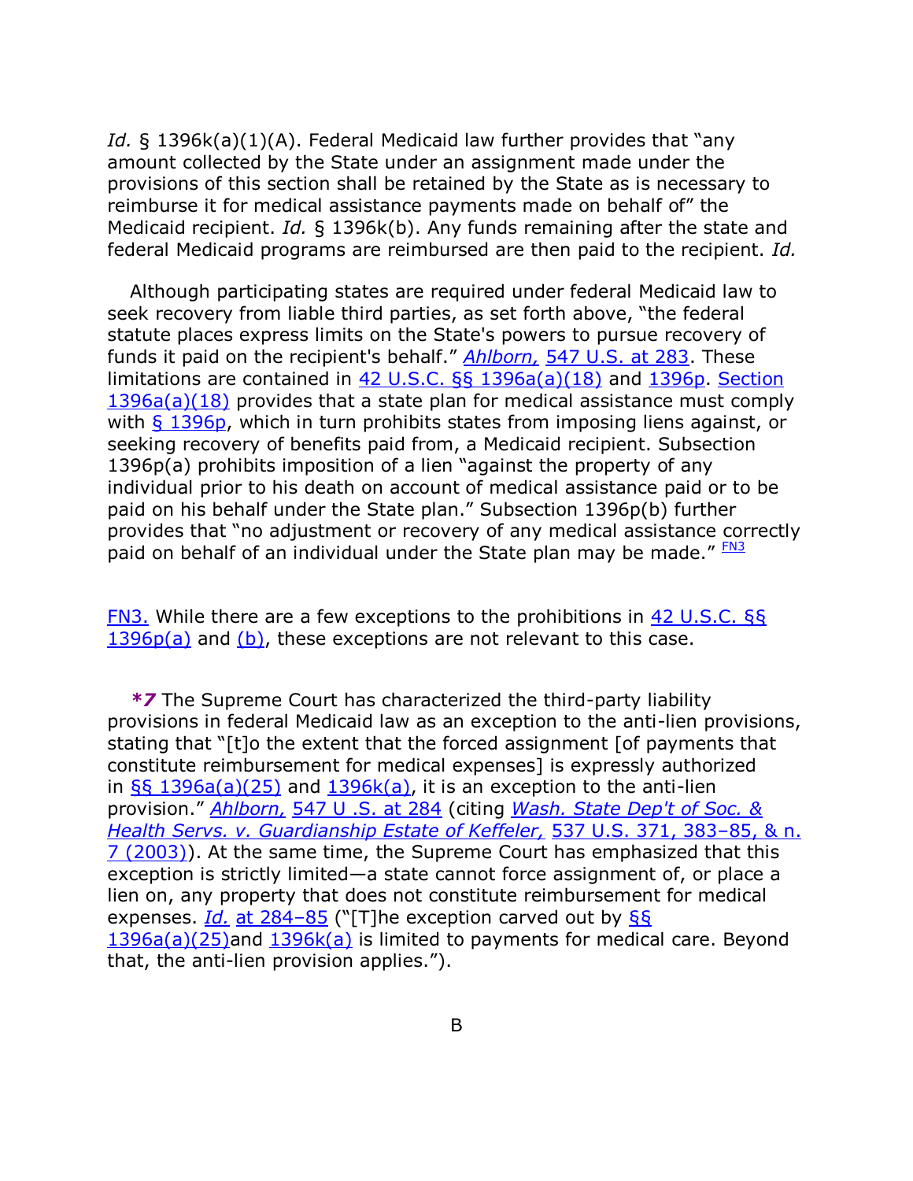*Id.* § 1396k(a)(1)(A). Federal Medicaid law further provides that "any amount collected by the State under an assignment made under the provisions of this section shall be retained by the State as is necessary to reimburse it for medical assistance payments made on behalf of" the Medicaid recipient. *Id.* § 1396k(b). Any funds remaining after the state and federal Medicaid programs are reimbursed are then paid to the recipient. *Id.*

Although participating states are required under federal Medicaid law to seek recovery from liable third parties, as set forth above, "the federal statute places express limits on the State's powers to pursue recovery of funds it paid on the recipient's behalf." *Ahlborn,* 547 U.S. at 283. These limitations are contained in 42 U.S.C. §§ 1396a(a)(18) and 1396p. Section 1396a(a)(18) provides that a state plan for medical assistance must comply with § 1396p, which in turn prohibits states from imposing liens against, or seeking recovery of benefits paid from, a Medicaid recipient. Subsection 1396p(a) prohibits imposition of a lien "against the property of any individual prior to his death on account of medical assistance paid or to be paid on his behalf under the State plan." Subsection 1396p(b) further provides that "no adjustment or recovery of any medical assistance correctly paid on behalf of an individual under the State plan may be made." FN3

FN3. While there are a few exceptions to the prohibitions in 42 U.S.C. §§ 1396p(a) and (b), these exceptions are not relevant to this case.

***7** The Supreme Court has characterized the third-party liability provisions in federal Medicaid law as an exception to the anti-lien provisions, stating that "[t]o the extent that the forced assignment [of payments that constitute reimbursement for medical expenses] is expressly authorized in §§ 1396a(a)(25) and 1396k(a), it is an exception to the anti-lien provision." *Ahlborn,* 547 U .S. at 284 (citing *Wash. State Dep't of Soc. & Health Servs. v. Guardianship Estate of Keffeler,* 537 U.S. 371, 383–85, & n. 7 (2003)). At the same time, the Supreme Court has emphasized that this exception is strictly limited—a state cannot force assignment of, or place a lien on, any property that does not constitute reimbursement for medical expenses. *Id.* at 284–85 ("[T]he exception carved out by §§ 1396a(a)(25)and 1396k(a) is limited to payments for medical care. Beyond that, the anti-lien provision applies.").

B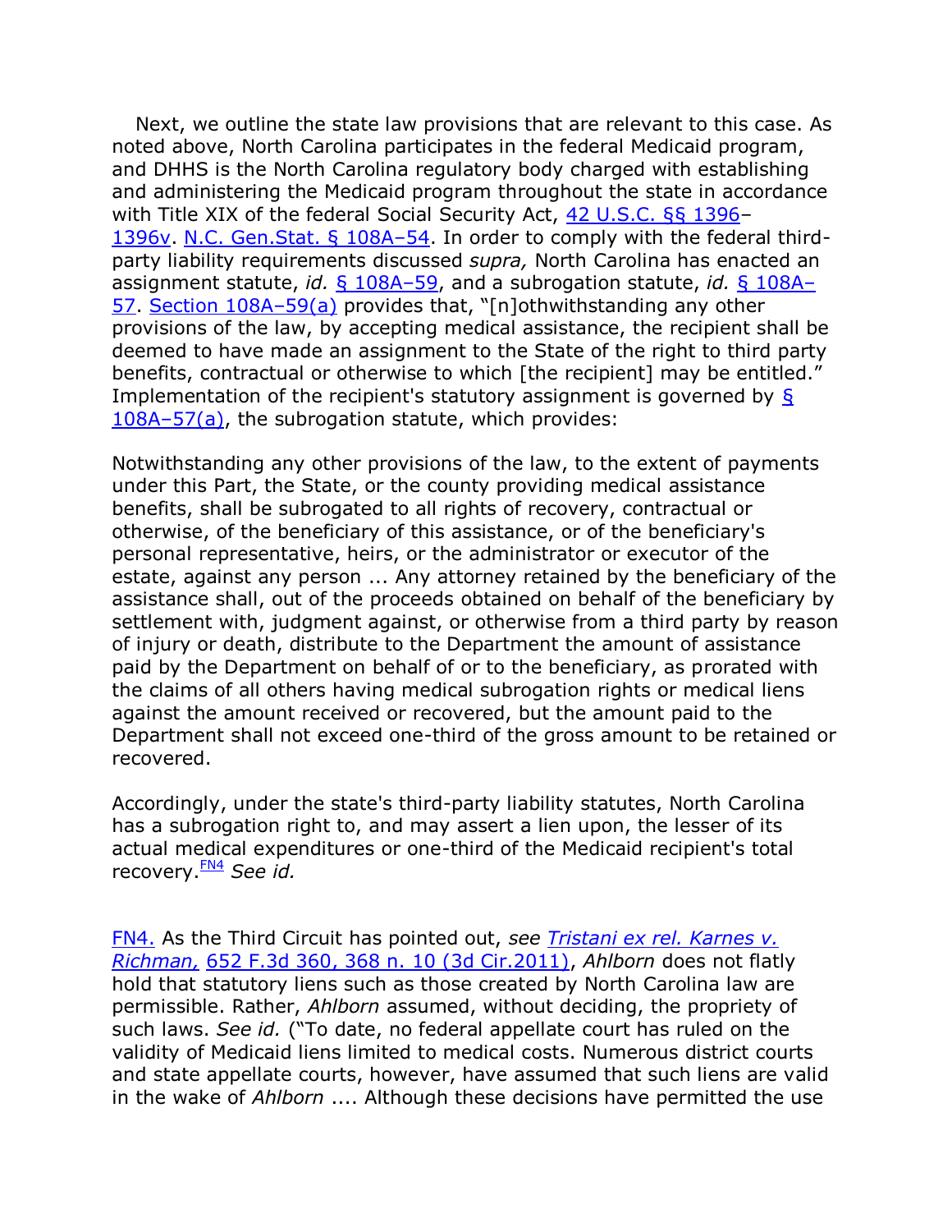Next, we outline the state law provisions that are relevant to this case. As noted above, North Carolina participates in the federal Medicaid program, and DHHS is the North Carolina regulatory body charged with establishing and administering the Medicaid program throughout the state in accordance with Title XIX of the federal Social Security Act, 42 U.S.C. §§ 1396–1396v. N.C. Gen.Stat. § 108A–54. In order to comply with the federal third-party liability requirements discussed *supra,* North Carolina has enacted an assignment statute, *id.* § 108A–59, and a subrogation statute, *id.* § 108A–57. Section 108A–59(a) provides that, "[n]othwithstanding any other provisions of the law, by accepting medical assistance, the recipient shall be deemed to have made an assignment to the State of the right to third party benefits, contractual or otherwise to which [the recipient] may be entitled." Implementation of the recipient's statutory assignment is governed by § 108A–57(a), the subrogation statute, which provides:

Notwithstanding any other provisions of the law, to the extent of payments under this Part, the State, or the county providing medical assistance benefits, shall be subrogated to all rights of recovery, contractual or otherwise, of the beneficiary of this assistance, or of the beneficiary's personal representative, heirs, or the administrator or executor of the estate, against any person ... Any attorney retained by the beneficiary of the assistance shall, out of the proceeds obtained on behalf of the beneficiary by settlement with, judgment against, or otherwise from a third party by reason of injury or death, distribute to the Department the amount of assistance paid by the Department on behalf of or to the beneficiary, as prorated with the claims of all others having medical subrogation rights or medical liens against the amount received or recovered, but the amount paid to the Department shall not exceed one-third of the gross amount to be retained or recovered.

Accordingly, under the state's third-party liability statutes, North Carolina has a subrogation right to, and may assert a lien upon, the lesser of its actual medical expenditures or one-third of the Medicaid recipient's total recovery.[FN4] *See id.*

FN4. As the Third Circuit has pointed out, *see Tristani ex rel. Karnes v. Richman,* 652 F.3d 360, 368 n. 10 (3d Cir.2011), *Ahlborn* does not flatly hold that statutory liens such as those created by North Carolina law are permissible. Rather, *Ahlborn* assumed, without deciding, the propriety of such laws. *See id.* ("To date, no federal appellate court has ruled on the validity of Medicaid liens limited to medical costs. Numerous district courts and state appellate courts, however, have assumed that such liens are valid in the wake of *Ahlborn* .... Although these decisions have permitted the use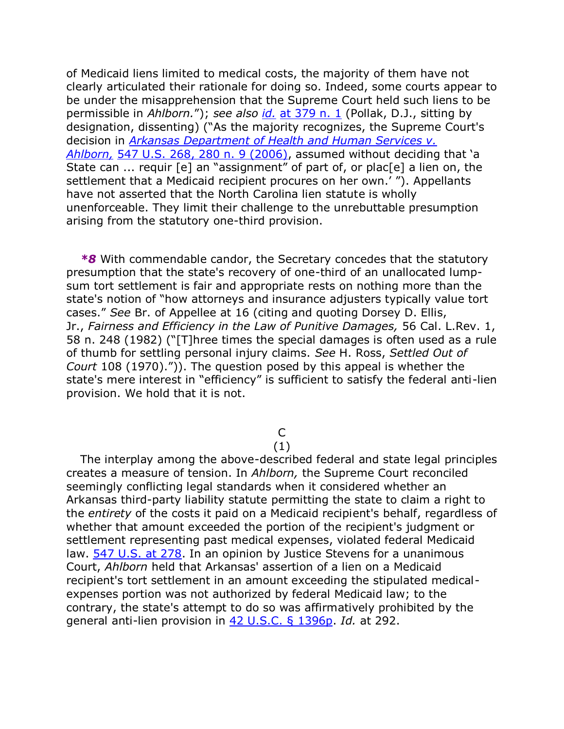of Medicaid liens limited to medical costs, the majority of them have not clearly articulated their rationale for doing so. Indeed, some courts appear to be under the misapprehension that the Supreme Court held such liens to be permissible in *Ahlborn.*"); *see also id.* at 379 n. 1 (Pollak, D.J., sitting by designation, dissenting) ("As the majority recognizes, the Supreme Court's decision in *Arkansas Department of Health and Human Services v. Ahlborn,* 547 U.S. 268, 280 n. 9 (2006), assumed without deciding that 'a State can ... requir [e] an "assignment" of part of, or plac[e] a lien on, the settlement that a Medicaid recipient procures on her own.' "). Appellants have not asserted that the North Carolina lien statute is wholly unenforceable. They limit their challenge to the unrebuttable presumption arising from the statutory one-third provision.

***8** With commendable candor, the Secretary concedes that the statutory presumption that the state's recovery of one-third of an unallocated lump-sum tort settlement is fair and appropriate rests on nothing more than the state's notion of "how attorneys and insurance adjusters typically value tort cases." *See* Br. of Appellee at 16 (citing and quoting Dorsey D. Ellis, Jr., *Fairness and Efficiency in the Law of Punitive Damages,* 56 Cal. L.Rev. 1, 58 n. 248 (1982) ("[T]hree times the special damages is often used as a rule of thumb for settling personal injury claims. *See* H. Ross, *Settled Out of Court* 108 (1970).")). The question posed by this appeal is whether the state's mere interest in "efficiency" is sufficient to satisfy the federal anti-lien provision. We hold that it is not.

C

(1)

The interplay among the above-described federal and state legal principles creates a measure of tension. In *Ahlborn,* the Supreme Court reconciled seemingly conflicting legal standards when it considered whether an Arkansas third-party liability statute permitting the state to claim a right to the *entirety* of the costs it paid on a Medicaid recipient's behalf, regardless of whether that amount exceeded the portion of the recipient's judgment or settlement representing past medical expenses, violated federal Medicaid law. 547 U.S. at 278. In an opinion by Justice Stevens for a unanimous Court, *Ahlborn* held that Arkansas' assertion of a lien on a Medicaid recipient's tort settlement in an amount exceeding the stipulated medical-expenses portion was not authorized by federal Medicaid law; to the contrary, the state's attempt to do so was affirmatively prohibited by the general anti-lien provision in 42 U.S.C. § 1396p. *Id.* at 292.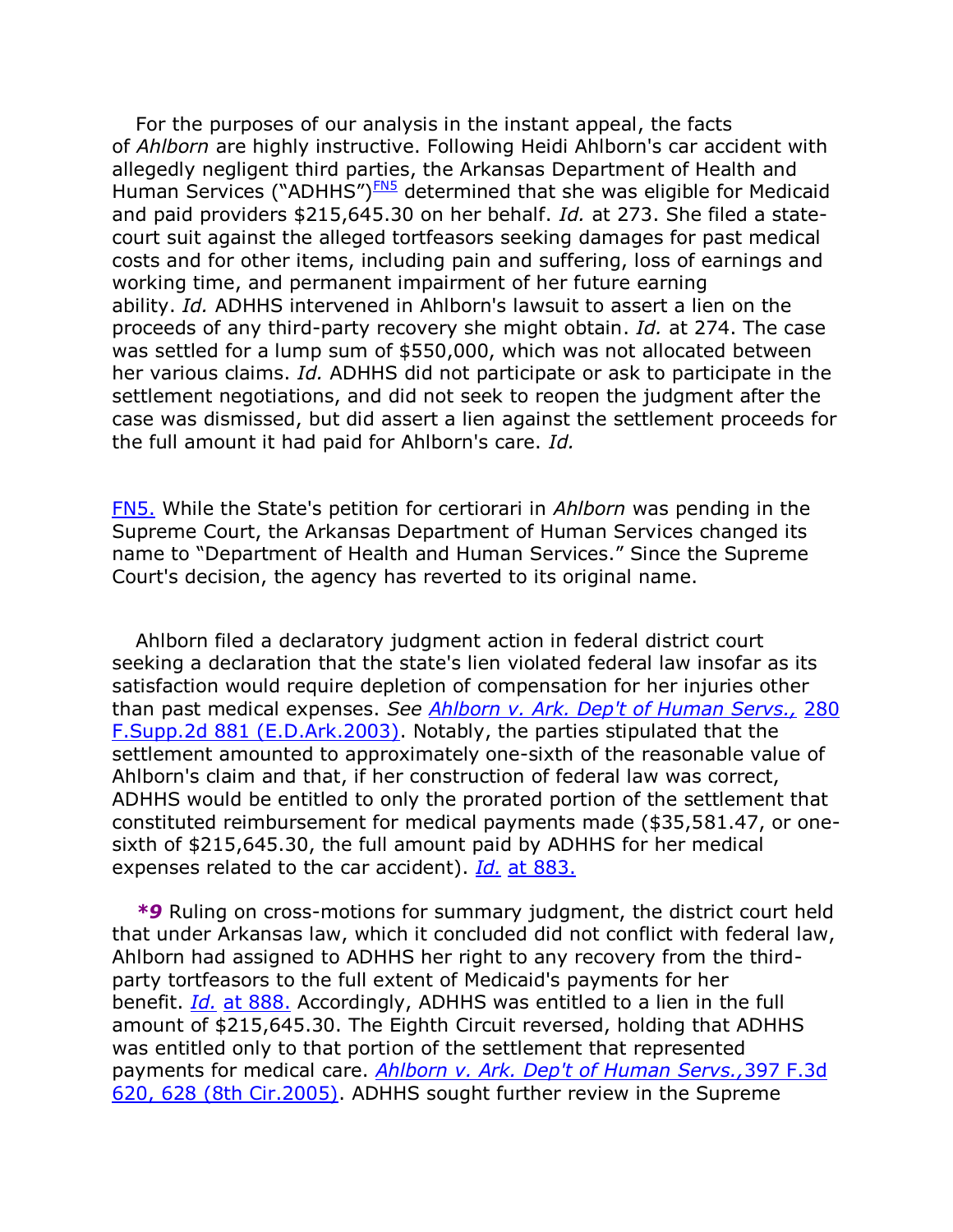For the purposes of our analysis in the instant appeal, the facts of *Ahlborn* are highly instructive. Following Heidi Ahlborn's car accident with allegedly negligent third parties, the Arkansas Department of Health and Human Services ("ADHHS")[FN5] determined that she was eligible for Medicaid and paid providers $215,645.30 on her behalf. *Id.* at 273. She filed a state-court suit against the alleged tortfeasors seeking damages for past medical costs and for other items, including pain and suffering, loss of earnings and working time, and permanent impairment of her future earning ability. *Id.* ADHHS intervened in Ahlborn's lawsuit to assert a lien on the proceeds of any third-party recovery she might obtain. *Id.* at 274. The case was settled for a lump sum of $550,000, which was not allocated between her various claims. *Id.* ADHHS did not participate or ask to participate in the settlement negotiations, and did not seek to reopen the judgment after the case was dismissed, but did assert a lien against the settlement proceeds for the full amount it had paid for Ahlborn's care. *Id.*

FN5. While the State's petition for certiorari in *Ahlborn* was pending in the Supreme Court, the Arkansas Department of Human Services changed its name to "Department of Health and Human Services." Since the Supreme Court's decision, the agency has reverted to its original name.

Ahlborn filed a declaratory judgment action in federal district court seeking a declaration that the state's lien violated federal law insofar as its satisfaction would require depletion of compensation for her injuries other than past medical expenses. *See* *Ahlborn v. Ark. Dep't of Human Servs.,* 280 F.Supp.2d 881 (E.D.Ark.2003). Notably, the parties stipulated that the settlement amounted to approximately one-sixth of the reasonable value of Ahlborn's claim and that, if her construction of federal law was correct, ADHHS would be entitled to only the prorated portion of the settlement that constituted reimbursement for medical payments made ($35,581.47, or one-sixth of $215,645.30, the full amount paid by ADHHS for her medical expenses related to the car accident). *Id.* at 883.

***9** Ruling on cross-motions for summary judgment, the district court held that under Arkansas law, which it concluded did not conflict with federal law, Ahlborn had assigned to ADHHS her right to any recovery from the third-party tortfeasors to the full extent of Medicaid's payments for her benefit. *Id.* at 888. Accordingly, ADHHS was entitled to a lien in the full amount of $215,645.30. The Eighth Circuit reversed, holding that ADHHS was entitled only to that portion of the settlement that represented payments for medical care. *Ahlborn v. Ark. Dep't of Human Servs.,* 397 F.3d 620, 628 (8th Cir.2005). ADHHS sought further review in the Supreme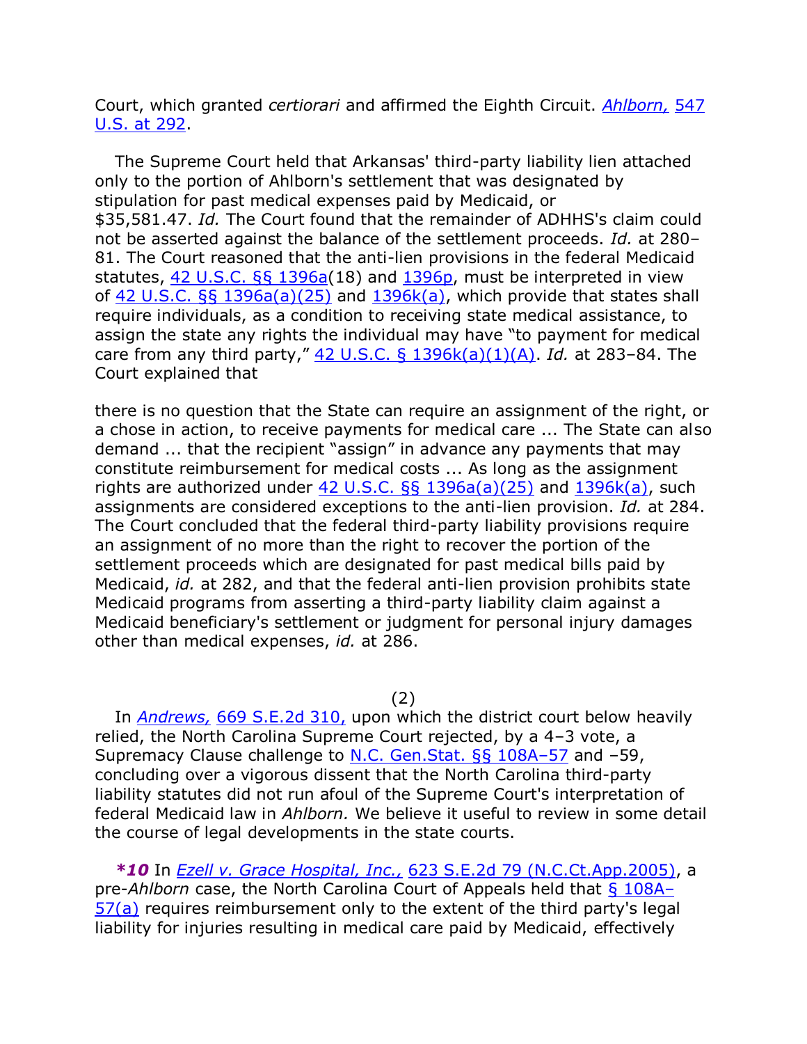Court, which granted *certiorari* and affirmed the Eighth Circuit. *Ahlborn,* 547 U.S. at 292.

The Supreme Court held that Arkansas' third-party liability lien attached only to the portion of Ahlborn's settlement that was designated by stipulation for past medical expenses paid by Medicaid, or $35,581.47. *Id.* The Court found that the remainder of ADHHS's claim could not be asserted against the balance of the settlement proceeds. *Id.* at 280–81. The Court reasoned that the anti-lien provisions in the federal Medicaid statutes, 42 U.S.C. §§ 1396a(18) and 1396p, must be interpreted in view of 42 U.S.C. §§ 1396a(a)(25) and 1396k(a), which provide that states shall require individuals, as a condition to receiving state medical assistance, to assign the state any rights the individual may have "to payment for medical care from any third party," 42 U.S.C. § 1396k(a)(1)(A). *Id.* at 283–84. The Court explained that

there is no question that the State can require an assignment of the right, or a chose in action, to receive payments for medical care ... The State can also demand ... that the recipient "assign" in advance any payments that may constitute reimbursement for medical costs ... As long as the assignment rights are authorized under 42 U.S.C. §§ 1396a(a)(25) and 1396k(a), such assignments are considered exceptions to the anti-lien provision. *Id.* at 284. The Court concluded that the federal third-party liability provisions require an assignment of no more than the right to recover the portion of the settlement proceeds which are designated for past medical bills paid by Medicaid, *id.* at 282, and that the federal anti-lien provision prohibits state Medicaid programs from asserting a third-party liability claim against a Medicaid beneficiary's settlement or judgment for personal injury damages other than medical expenses, *id.* at 286.

(2)

In *Andrews,* 669 S.E.2d 310, upon which the district court below heavily relied, the North Carolina Supreme Court rejected, by a 4–3 vote, a Supremacy Clause challenge to N.C. Gen.Stat. §§ 108A–57 and –59, concluding over a vigorous dissent that the North Carolina third-party liability statutes did not run afoul of the Supreme Court's interpretation of federal Medicaid law in *Ahlborn.* We believe it useful to review in some detail the course of legal developments in the state courts.

***10** In *Ezell v. Grace Hospital, Inc.,* 623 S.E.2d 79 (N.C.Ct.App.2005), a pre-*Ahlborn* case, the North Carolina Court of Appeals held that § 108A–57(a) requires reimbursement only to the extent of the third party's legal liability for injuries resulting in medical care paid by Medicaid, effectively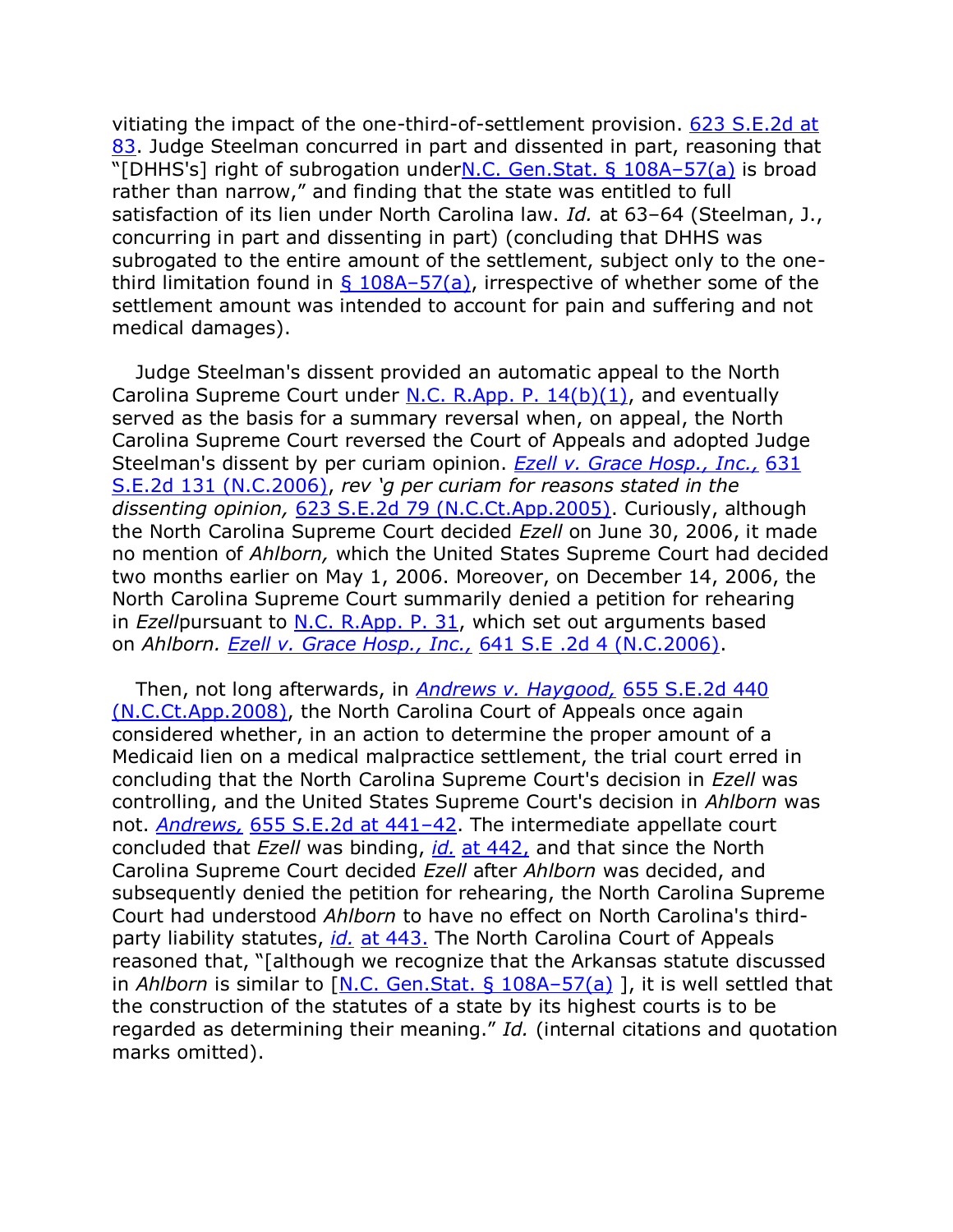vitiating the impact of the one-third-of-settlement provision. 623 S.E.2d at 83. Judge Steelman concurred in part and dissented in part, reasoning that "[DHHS's] right of subrogation under N.C. Gen.Stat. § 108A–57(a) is broad rather than narrow," and finding that the state was entitled to full satisfaction of its lien under North Carolina law. *Id.* at 63–64 (Steelman, J., concurring in part and dissenting in part) (concluding that DHHS was subrogated to the entire amount of the settlement, subject only to the one-third limitation found in § 108A–57(a), irrespective of whether some of the settlement amount was intended to account for pain and suffering and not medical damages).

Judge Steelman's dissent provided an automatic appeal to the North Carolina Supreme Court under N.C. R.App. P. 14(b)(1), and eventually served as the basis for a summary reversal when, on appeal, the North Carolina Supreme Court reversed the Court of Appeals and adopted Judge Steelman's dissent by per curiam opinion. *Ezell v. Grace Hosp., Inc.,* 631 S.E.2d 131 (N.C.2006), *rev 'g per curiam for reasons stated in the dissenting opinion,* 623 S.E.2d 79 (N.C.Ct.App.2005). Curiously, although the North Carolina Supreme Court decided *Ezell* on June 30, 2006, it made no mention of *Ahlborn,* which the United States Supreme Court had decided two months earlier on May 1, 2006. Moreover, on December 14, 2006, the North Carolina Supreme Court summarily denied a petition for rehearing in *Ezell* pursuant to N.C. R.App. P. 31, which set out arguments based on *Ahlborn. Ezell v. Grace Hosp., Inc.,* 641 S.E .2d 4 (N.C.2006).

Then, not long afterwards, in *Andrews v. Haygood,* 655 S.E.2d 440 (N.C.Ct.App.2008), the North Carolina Court of Appeals once again considered whether, in an action to determine the proper amount of a Medicaid lien on a medical malpractice settlement, the trial court erred in concluding that the North Carolina Supreme Court's decision in *Ezell* was controlling, and the United States Supreme Court's decision in *Ahlborn* was not. *Andrews,* 655 S.E.2d at 441–42. The intermediate appellate court concluded that *Ezell* was binding, *id.* at 442, and that since the North Carolina Supreme Court decided *Ezell* after *Ahlborn* was decided, and subsequently denied the petition for rehearing, the North Carolina Supreme Court had understood *Ahlborn* to have no effect on North Carolina's third-party liability statutes, *id.* at 443. The North Carolina Court of Appeals reasoned that, "[although we recognize that the Arkansas statute discussed in *Ahlborn* is similar to [N.C. Gen.Stat. § 108A–57(a) ], it is well settled that the construction of the statutes of a state by its highest courts is to be regarded as determining their meaning." *Id.* (internal citations and quotation marks omitted).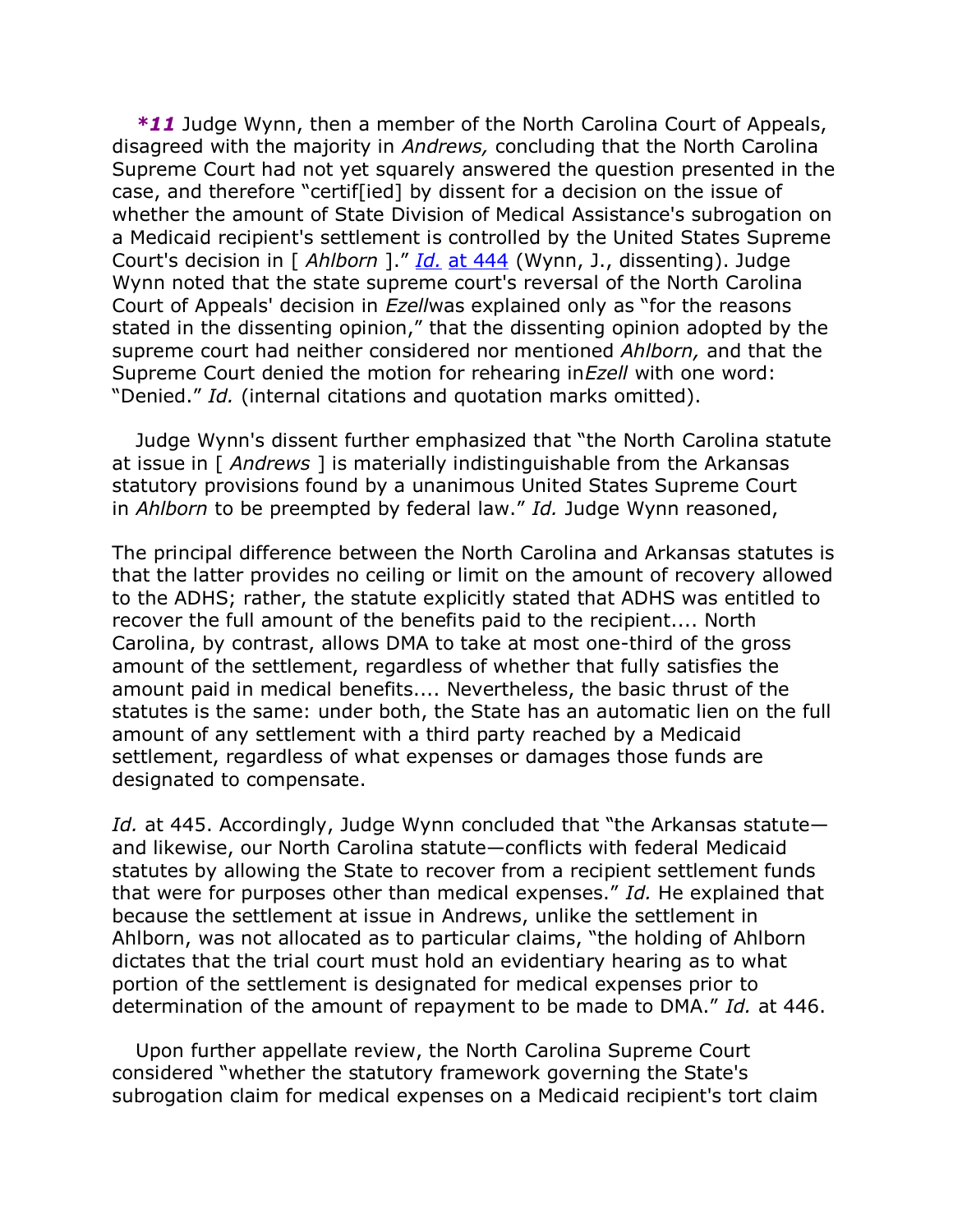***11*** Judge Wynn, then a member of the North Carolina Court of Appeals, disagreed with the majority in *Andrews,* concluding that the North Carolina Supreme Court had not yet squarely answered the question presented in the case, and therefore "certif[ied] by dissent for a decision on the issue of whether the amount of State Division of Medical Assistance's subrogation on a Medicaid recipient's settlement is controlled by the United States Supreme Court's decision in [ *Ahlborn* ]." *Id.* at 444 (Wynn, J., dissenting). Judge Wynn noted that the state supreme court's reversal of the North Carolina Court of Appeals' decision in *Ezell*was explained only as "for the reasons stated in the dissenting opinion," that the dissenting opinion adopted by the supreme court had neither considered nor mentioned *Ahlborn,* and that the Supreme Court denied the motion for rehearing in*Ezell* with one word: "Denied." *Id.* (internal citations and quotation marks omitted).

Judge Wynn's dissent further emphasized that "the North Carolina statute at issue in [ *Andrews* ] is materially indistinguishable from the Arkansas statutory provisions found by a unanimous United States Supreme Court in *Ahlborn* to be preempted by federal law." *Id.* Judge Wynn reasoned,

The principal difference between the North Carolina and Arkansas statutes is that the latter provides no ceiling or limit on the amount of recovery allowed to the ADHS; rather, the statute explicitly stated that ADHS was entitled to recover the full amount of the benefits paid to the recipient.... North Carolina, by contrast, allows DMA to take at most one-third of the gross amount of the settlement, regardless of whether that fully satisfies the amount paid in medical benefits.... Nevertheless, the basic thrust of the statutes is the same: under both, the State has an automatic lien on the full amount of any settlement with a third party reached by a Medicaid settlement, regardless of what expenses or damages those funds are designated to compensate.

*Id.* at 445. Accordingly, Judge Wynn concluded that "the Arkansas statute—and likewise, our North Carolina statute—conflicts with federal Medicaid statutes by allowing the State to recover from a recipient settlement funds that were for purposes other than medical expenses." *Id.* He explained that because the settlement at issue in Andrews, unlike the settlement in Ahlborn, was not allocated as to particular claims, "the holding of Ahlborn dictates that the trial court must hold an evidentiary hearing as to what portion of the settlement is designated for medical expenses prior to determination of the amount of repayment to be made to DMA." *Id.* at 446.

Upon further appellate review, the North Carolina Supreme Court considered "whether the statutory framework governing the State's subrogation claim for medical expenses on a Medicaid recipient's tort claim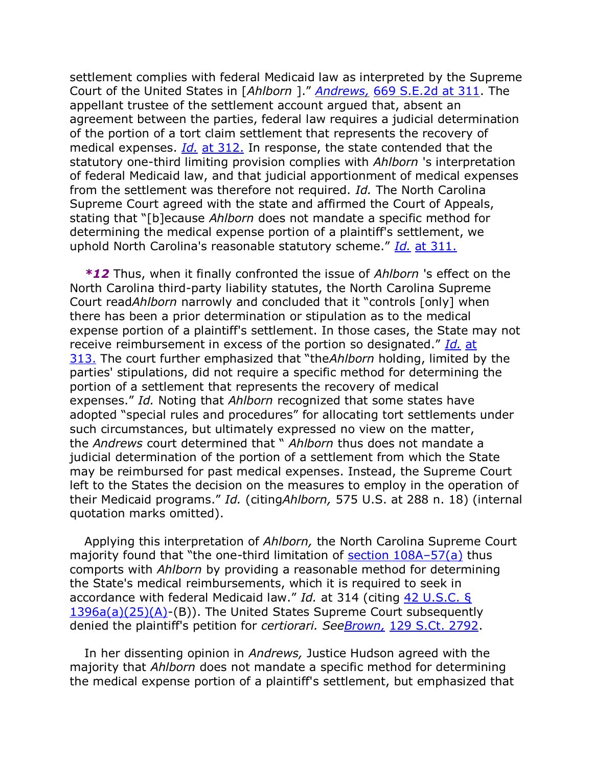settlement complies with federal Medicaid law as interpreted by the Supreme Court of the United States in [*Ahlborn* ]." *Andrews,* 669 S.E.2d at 311. The appellant trustee of the settlement account argued that, absent an agreement between the parties, federal law requires a judicial determination of the portion of a tort claim settlement that represents the recovery of medical expenses. *Id.* at 312. In response, the state contended that the statutory one-third limiting provision complies with *Ahlborn* 's interpretation of federal Medicaid law, and that judicial apportionment of medical expenses from the settlement was therefore not required. *Id.* The North Carolina Supreme Court agreed with the state and affirmed the Court of Appeals, stating that "[b]ecause *Ahlborn* does not mandate a specific method for determining the medical expense portion of a plaintiff's settlement, we uphold North Carolina's reasonable statutory scheme." *Id.* at 311.

***12** Thus, when it finally confronted the issue of *Ahlborn* 's effect on the North Carolina third-party liability statutes, the North Carolina Supreme Court read*Ahlborn* narrowly and concluded that it "controls [only] when there has been a prior determination or stipulation as to the medical expense portion of a plaintiff's settlement. In those cases, the State may not receive reimbursement in excess of the portion so designated." *Id.* at 313. The court further emphasized that "the*Ahlborn* holding, limited by the parties' stipulations, did not require a specific method for determining the portion of a settlement that represents the recovery of medical expenses." *Id.* Noting that *Ahlborn* recognized that some states have adopted "special rules and procedures" for allocating tort settlements under such circumstances, but ultimately expressed no view on the matter, the *Andrews* court determined that " *Ahlborn* thus does not mandate a judicial determination of the portion of a settlement from which the State may be reimbursed for past medical expenses. Instead, the Supreme Court left to the States the decision on the measures to employ in the operation of their Medicaid programs." *Id.* (citing*Ahlborn,* 575 U.S. at 288 n. 18) (internal quotation marks omitted).

Applying this interpretation of *Ahlborn,* the North Carolina Supreme Court majority found that "the one-third limitation of section 108A–57(a) thus comports with *Ahlborn* by providing a reasonable method for determining the State's medical reimbursements, which it is required to seek in accordance with federal Medicaid law." *Id.* at 314 (citing 42 U.S.C. § 1396a(a)(25)(A)-(B)). The United States Supreme Court subsequently denied the plaintiff's petition for *certiorari. See*Brown, 129 S.Ct. 2792.

In her dissenting opinion in *Andrews,* Justice Hudson agreed with the majority that *Ahlborn* does not mandate a specific method for determining the medical expense portion of a plaintiff's settlement, but emphasized that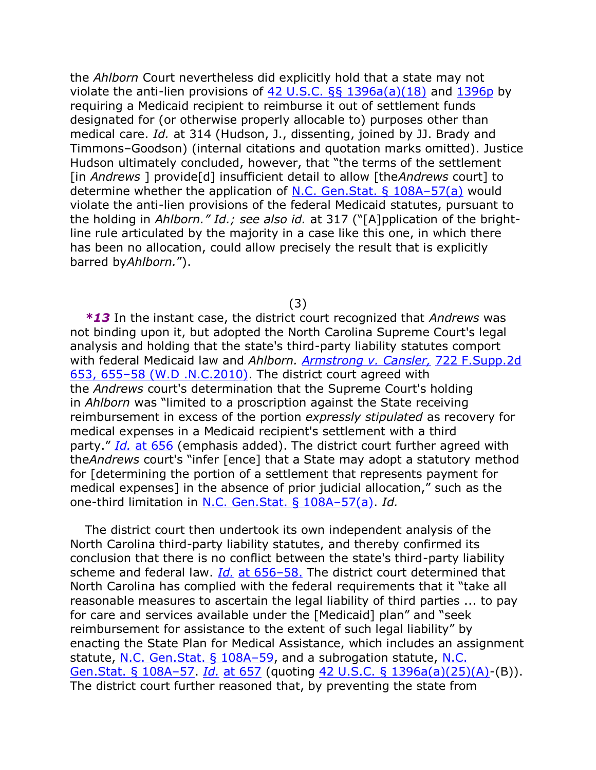the *Ahlborn* Court nevertheless did explicitly hold that a state may not violate the anti-lien provisions of 42 U.S.C. §§ 1396a(a)(18) and 1396p by requiring a Medicaid recipient to reimburse it out of settlement funds designated for (or otherwise properly allocable to) purposes other than medical care. *Id.* at 314 (Hudson, J., dissenting, joined by JJ. Brady and Timmons–Goodson) (internal citations and quotation marks omitted). Justice Hudson ultimately concluded, however, that "the terms of the settlement [in *Andrews* ] provide[d] insufficient detail to allow [the*Andrews* court] to determine whether the application of N.C. Gen.Stat. § 108A–57(a) would violate the anti-lien provisions of the federal Medicaid statutes, pursuant to the holding in *Ahlborn." Id.; see also id.* at 317 ("[A]pplication of the bright-line rule articulated by the majority in a case like this one, in which there has been no allocation, could allow precisely the result that is explicitly barred by*Ahlborn.*").

(3)

***13** In the instant case, the district court recognized that *Andrews* was not binding upon it, but adopted the North Carolina Supreme Court's legal analysis and holding that the state's third-party liability statutes comport with federal Medicaid law and *Ahlborn*. *Armstrong v. Cansler,* 722 F.Supp.2d 653, 655–58 (W.D .N.C.2010). The district court agreed with the *Andrews* court's determination that the Supreme Court's holding in *Ahlborn* was "limited to a proscription against the State receiving reimbursement in excess of the portion *expressly stipulated* as recovery for medical expenses in a Medicaid recipient's settlement with a third party." *Id.* at 656 (emphasis added). The district court further agreed with the*Andrews* court's "infer [ence] that a State may adopt a statutory method for [determining the portion of a settlement that represents payment for medical expenses] in the absence of prior judicial allocation," such as the one-third limitation in N.C. Gen.Stat. § 108A–57(a). *Id.*

The district court then undertook its own independent analysis of the North Carolina third-party liability statutes, and thereby confirmed its conclusion that there is no conflict between the state's third-party liability scheme and federal law. *Id.* at 656–58. The district court determined that North Carolina has complied with the federal requirements that it "take all reasonable measures to ascertain the legal liability of third parties ... to pay for care and services available under the [Medicaid] plan" and "seek reimbursement for assistance to the extent of such legal liability" by enacting the State Plan for Medical Assistance, which includes an assignment statute, N.C. Gen.Stat. § 108A–59, and a subrogation statute, N.C. Gen.Stat. § 108A–57. *Id.* at 657 (quoting 42 U.S.C. § 1396a(a)(25)(A)-(B)). The district court further reasoned that, by preventing the state from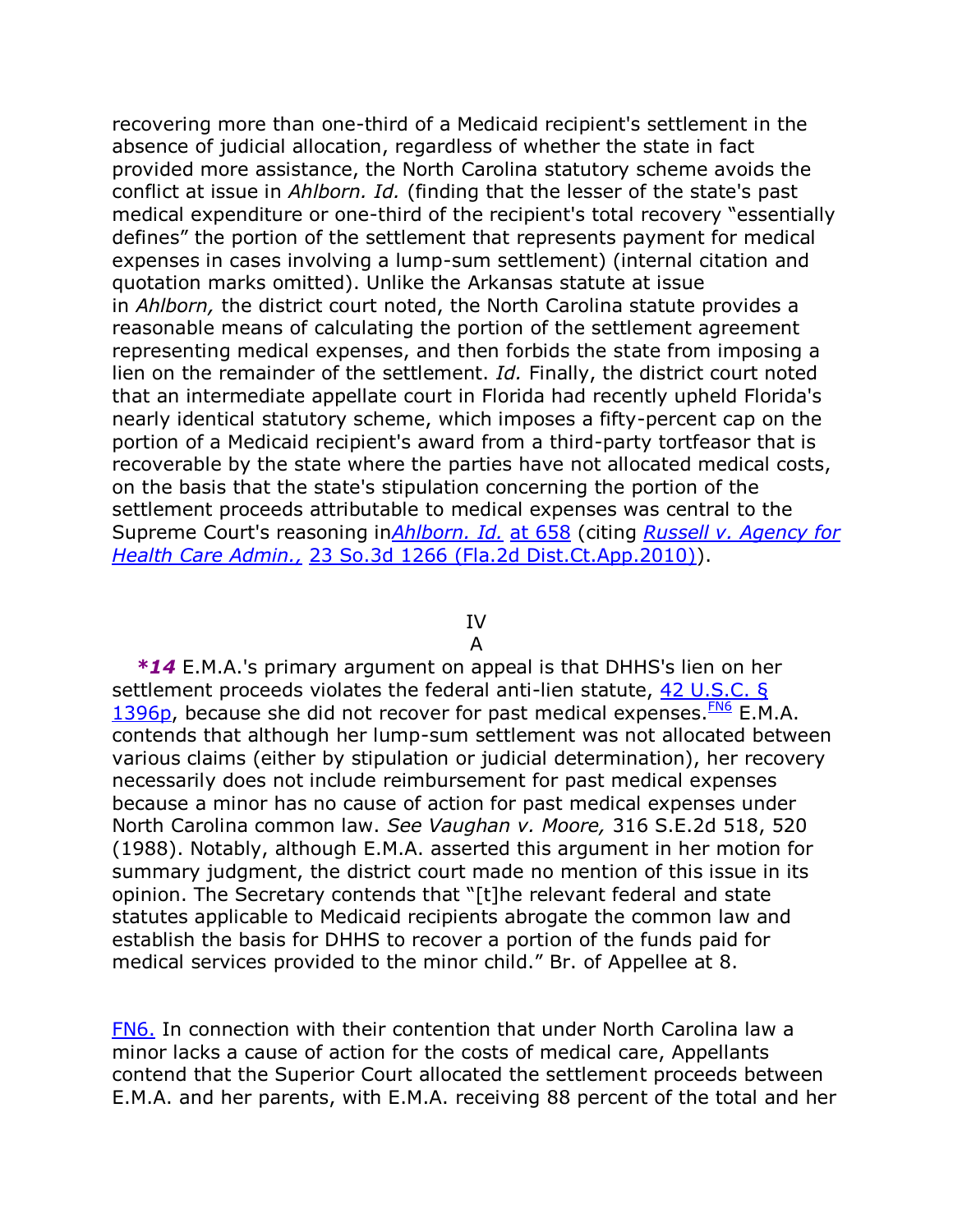recovering more than one-third of a Medicaid recipient's settlement in the absence of judicial allocation, regardless of whether the state in fact provided more assistance, the North Carolina statutory scheme avoids the conflict at issue in *Ahlborn. Id.* (finding that the lesser of the state's past medical expenditure or one-third of the recipient's total recovery "essentially defines" the portion of the settlement that represents payment for medical expenses in cases involving a lump-sum settlement) (internal citation and quotation marks omitted). Unlike the Arkansas statute at issue in *Ahlborn,* the district court noted, the North Carolina statute provides a reasonable means of calculating the portion of the settlement agreement representing medical expenses, and then forbids the state from imposing a lien on the remainder of the settlement. *Id.* Finally, the district court noted that an intermediate appellate court in Florida had recently upheld Florida's nearly identical statutory scheme, which imposes a fifty-percent cap on the portion of a Medicaid recipient's award from a third-party tortfeasor that is recoverable by the state where the parties have not allocated medical costs, on the basis that the state's stipulation concerning the portion of the settlement proceeds attributable to medical expenses was central to the Supreme Court's reasoning in*Ahlborn. Id.* at 658 (citing *Russell v. Agency for Health Care Admin.,* 23 So.3d 1266 (Fla.2d Dist.Ct.App.2010)).

IV

A

***14** E.M.A.'s primary argument on appeal is that DHHS's lien on her settlement proceeds violates the federal anti-lien statute, 42 U.S.C. § 1396p, because she did not recover for past medical expenses.[FN6] E.M.A. contends that although her lump-sum settlement was not allocated between various claims (either by stipulation or judicial determination), her recovery necessarily does not include reimbursement for past medical expenses because a minor has no cause of action for past medical expenses under North Carolina common law. *See Vaughan v. Moore,* 316 S.E.2d 518, 520 (1988). Notably, although E.M.A. asserted this argument in her motion for summary judgment, the district court made no mention of this issue in its opinion. The Secretary contends that "[t]he relevant federal and state statutes applicable to Medicaid recipients abrogate the common law and establish the basis for DHHS to recover a portion of the funds paid for medical services provided to the minor child." Br. of Appellee at 8.

FN6. In connection with their contention that under North Carolina law a minor lacks a cause of action for the costs of medical care, Appellants contend that the Superior Court allocated the settlement proceeds between E.M.A. and her parents, with E.M.A. receiving 88 percent of the total and her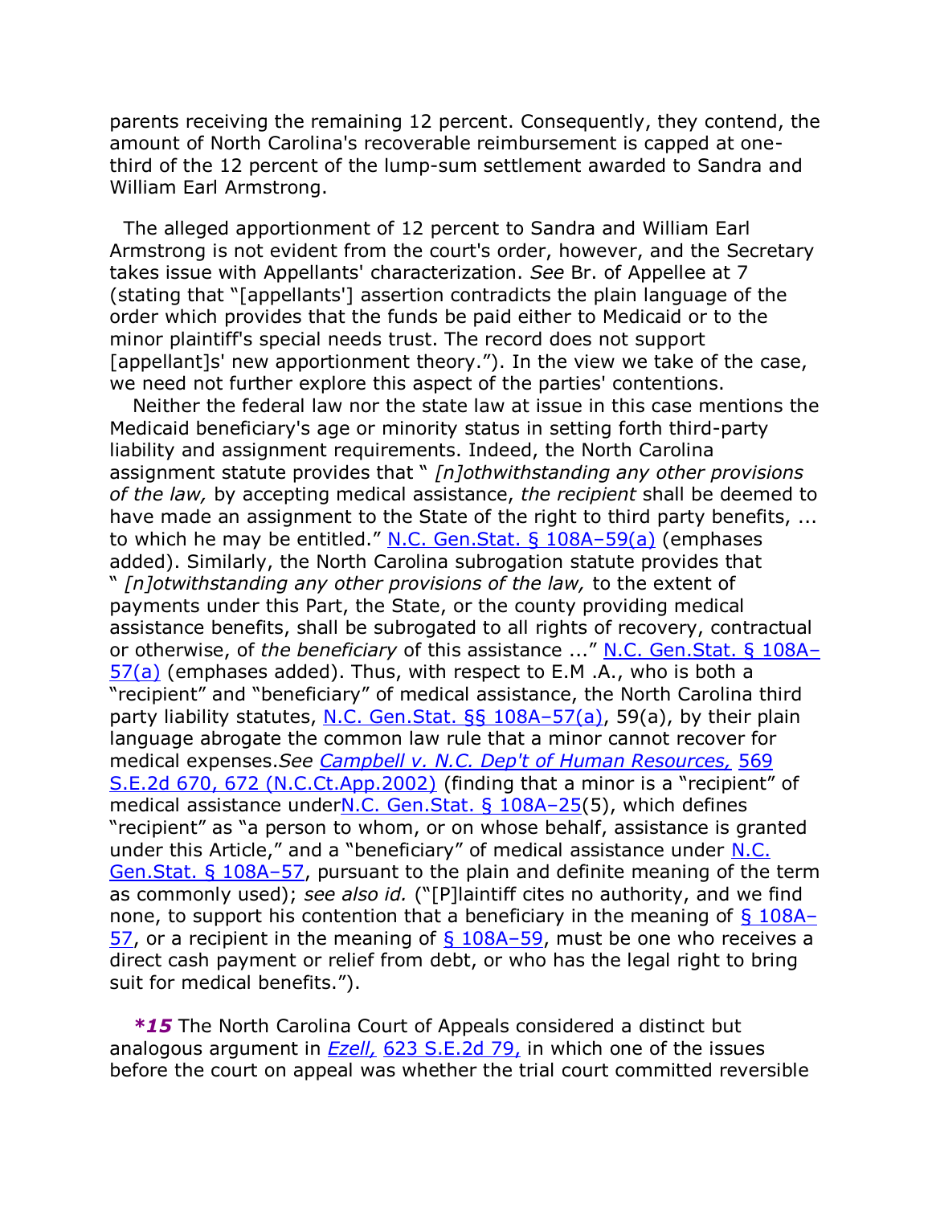parents receiving the remaining 12 percent. Consequently, they contend, the amount of North Carolina's recoverable reimbursement is capped at one-third of the 12 percent of the lump-sum settlement awarded to Sandra and William Earl Armstrong.

The alleged apportionment of 12 percent to Sandra and William Earl Armstrong is not evident from the court's order, however, and the Secretary takes issue with Appellants' characterization. *See* Br. of Appellee at 7 (stating that "[appellants'] assertion contradicts the plain language of the order which provides that the funds be paid either to Medicaid or to the minor plaintiff's special needs trust. The record does not support [appellant]s' new apportionment theory."). In the view we take of the case, we need not further explore this aspect of the parties' contentions.

Neither the federal law nor the state law at issue in this case mentions the Medicaid beneficiary's age or minority status in setting forth third-party liability and assignment requirements. Indeed, the North Carolina assignment statute provides that " *[n]othwithstanding any other provisions of the law,* by accepting medical assistance, *the recipient* shall be deemed to have made an assignment to the State of the right to third party benefits, ... to which he may be entitled." N.C. Gen.Stat. § 108A–59(a) (emphases added). Similarly, the North Carolina subrogation statute provides that " *[n]otwithstanding any other provisions of the law,* to the extent of payments under this Part, the State, or the county providing medical assistance benefits, shall be subrogated to all rights of recovery, contractual or otherwise, of *the beneficiary* of this assistance ..." N.C. Gen.Stat. § 108A–57(a) (emphases added). Thus, with respect to E.M .A., who is both a "recipient" and "beneficiary" of medical assistance, the North Carolina third party liability statutes, N.C. Gen.Stat. §§ 108A–57(a), 59(a), by their plain language abrogate the common law rule that a minor cannot recover for medical expenses.*See* *Campbell v. N.C. Dep't of Human Resources,* 569 S.E.2d 670, 672 (N.C.Ct.App.2002) (finding that a minor is a "recipient" of medical assistance underN.C. Gen.Stat. § 108A–25(5), which defines "recipient" as "a person to whom, or on whose behalf, assistance is granted under this Article," and a "beneficiary" of medical assistance under N.C. Gen.Stat. § 108A–57, pursuant to the plain and definite meaning of the term as commonly used); *see also id.* ("[P]laintiff cites no authority, and we find none, to support his contention that a beneficiary in the meaning of § 108A–57, or a recipient in the meaning of § 108A–59, must be one who receives a direct cash payment or relief from debt, or who has the legal right to bring suit for medical benefits.").

***15** The North Carolina Court of Appeals considered a distinct but analogous argument in *Ezell,* 623 S.E.2d 79, in which one of the issues before the court on appeal was whether the trial court committed reversible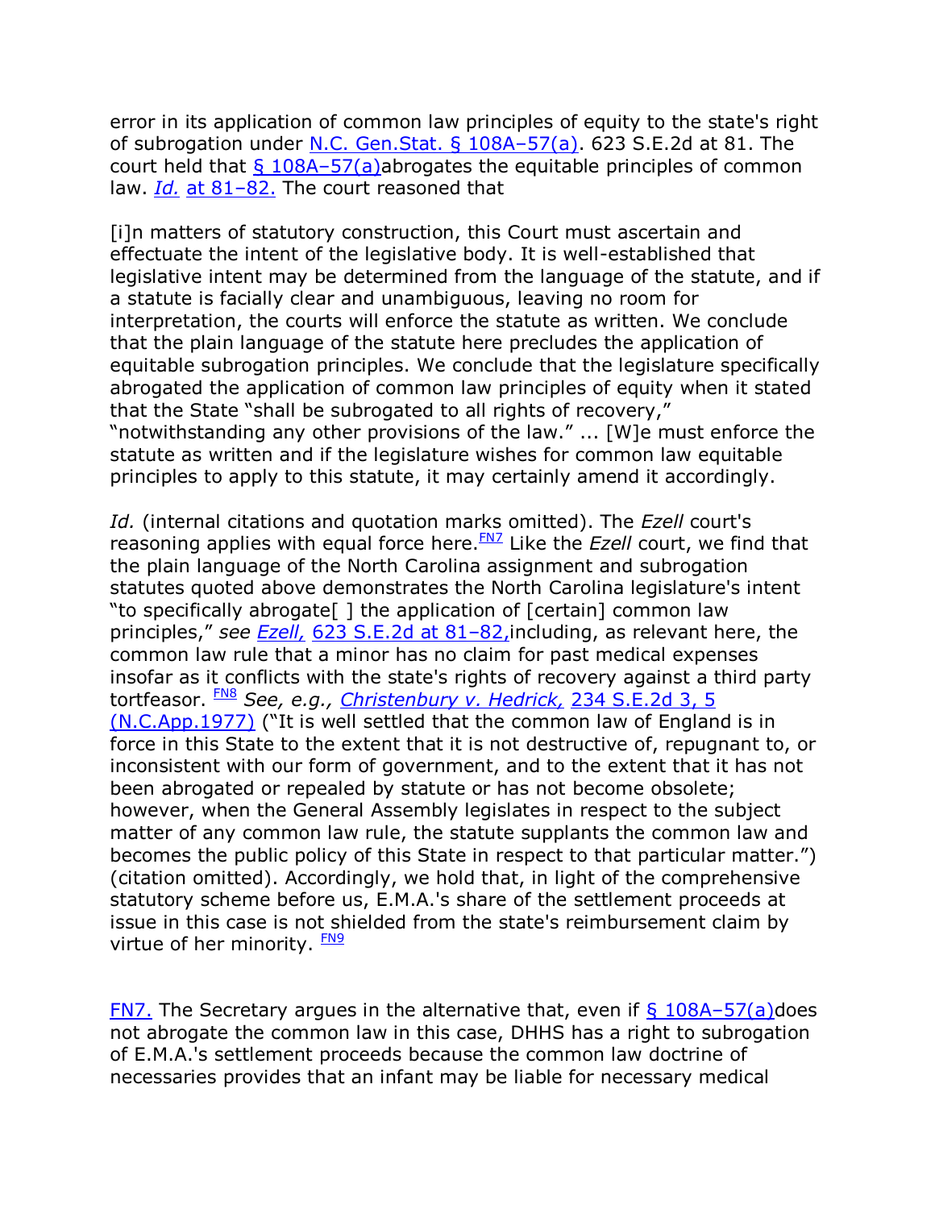error in its application of common law principles of equity to the state's right of subrogation under N.C. Gen.Stat. § 108A–57(a). 623 S.E.2d at 81. The court held that § 108A–57(a)abrogates the equitable principles of common law. *Id.* at 81–82. The court reasoned that

[i]n matters of statutory construction, this Court must ascertain and effectuate the intent of the legislative body. It is well-established that legislative intent may be determined from the language of the statute, and if a statute is facially clear and unambiguous, leaving no room for interpretation, the courts will enforce the statute as written. We conclude that the plain language of the statute here precludes the application of equitable subrogation principles. We conclude that the legislature specifically abrogated the application of common law principles of equity when it stated that the State "shall be subrogated to all rights of recovery," "notwithstanding any other provisions of the law." ... [W]e must enforce the statute as written and if the legislature wishes for common law equitable principles to apply to this statute, it may certainly amend it accordingly.

*Id.* (internal citations and quotation marks omitted). The *Ezell* court's reasoning applies with equal force here.[FN7] Like the *Ezell* court, we find that the plain language of the North Carolina assignment and subrogation statutes quoted above demonstrates the North Carolina legislature's intent "to specifically abrogate[ ] the application of [certain] common law principles," *see Ezell,* 623 S.E.2d at 81–82,including, as relevant here, the common law rule that a minor has no claim for past medical expenses insofar as it conflicts with the state's rights of recovery against a third party tortfeasor. [FN8] *See, e.g., Christenbury v. Hedrick,* 234 S.E.2d 3, 5 (N.C.App.1977) ("It is well settled that the common law of England is in force in this State to the extent that it is not destructive of, repugnant to, or inconsistent with our form of government, and to the extent that it has not been abrogated or repealed by statute or has not become obsolete; however, when the General Assembly legislates in respect to the subject matter of any common law rule, the statute supplants the common law and becomes the public policy of this State in respect to that particular matter.") (citation omitted). Accordingly, we hold that, in light of the comprehensive statutory scheme before us, E.M.A.'s share of the settlement proceeds at issue in this case is not shielded from the state's reimbursement claim by virtue of her minority. [FN9]

FN7. The Secretary argues in the alternative that, even if § 108A–57(a)does not abrogate the common law in this case, DHHS has a right to subrogation of E.M.A.'s settlement proceeds because the common law doctrine of necessaries provides that an infant may be liable for necessary medical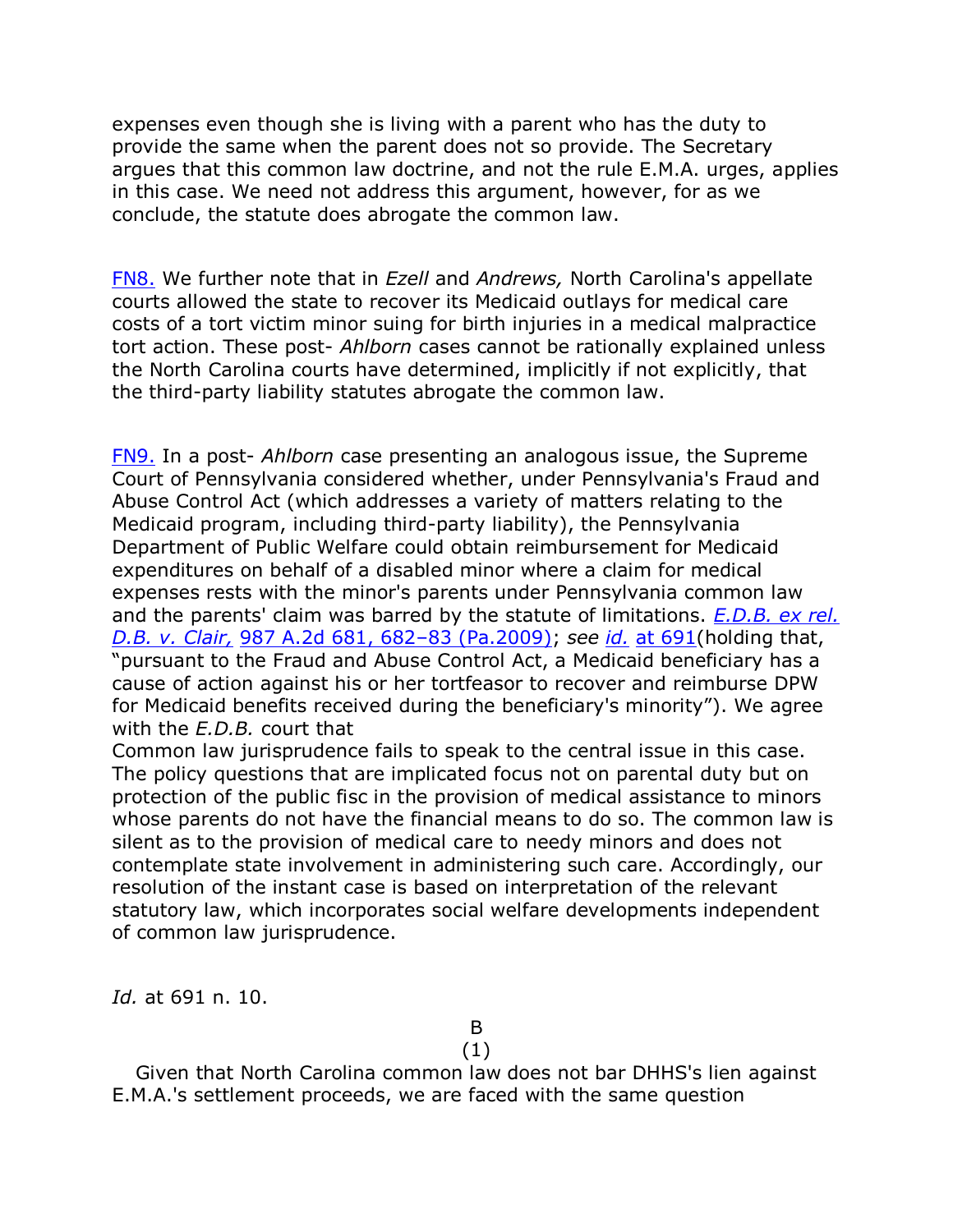expenses even though she is living with a parent who has the duty to provide the same when the parent does not so provide. The Secretary argues that this common law doctrine, and not the rule E.M.A. urges, applies in this case. We need not address this argument, however, for as we conclude, the statute does abrogate the common law.

FN8. We further note that in *Ezell* and *Andrews,* North Carolina's appellate courts allowed the state to recover its Medicaid outlays for medical care costs of a tort victim minor suing for birth injuries in a medical malpractice tort action. These post- *Ahlborn* cases cannot be rationally explained unless the North Carolina courts have determined, implicitly if not explicitly, that the third-party liability statutes abrogate the common law.

FN9. In a post- *Ahlborn* case presenting an analogous issue, the Supreme Court of Pennsylvania considered whether, under Pennsylvania's Fraud and Abuse Control Act (which addresses a variety of matters relating to the Medicaid program, including third-party liability), the Pennsylvania Department of Public Welfare could obtain reimbursement for Medicaid expenditures on behalf of a disabled minor where a claim for medical expenses rests with the minor's parents under Pennsylvania common law and the parents' claim was barred by the statute of limitations. *E.D.B. ex rel. D.B. v. Clair,* 987 A.2d 681, 682–83 (Pa.2009); *see id.* at 691(holding that, "pursuant to the Fraud and Abuse Control Act, a Medicaid beneficiary has a cause of action against his or her tortfeasor to recover and reimburse DPW for Medicaid benefits received during the beneficiary's minority"). We agree with the *E.D.B.* court that

Common law jurisprudence fails to speak to the central issue in this case. The policy questions that are implicated focus not on parental duty but on protection of the public fisc in the provision of medical assistance to minors whose parents do not have the financial means to do so. The common law is silent as to the provision of medical care to needy minors and does not contemplate state involvement in administering such care. Accordingly, our resolution of the instant case is based on interpretation of the relevant statutory law, which incorporates social welfare developments independent of common law jurisprudence.

*Id.* at 691 n. 10.

B

(1)

Given that North Carolina common law does not bar DHHS's lien against E.M.A.'s settlement proceeds, we are faced with the same question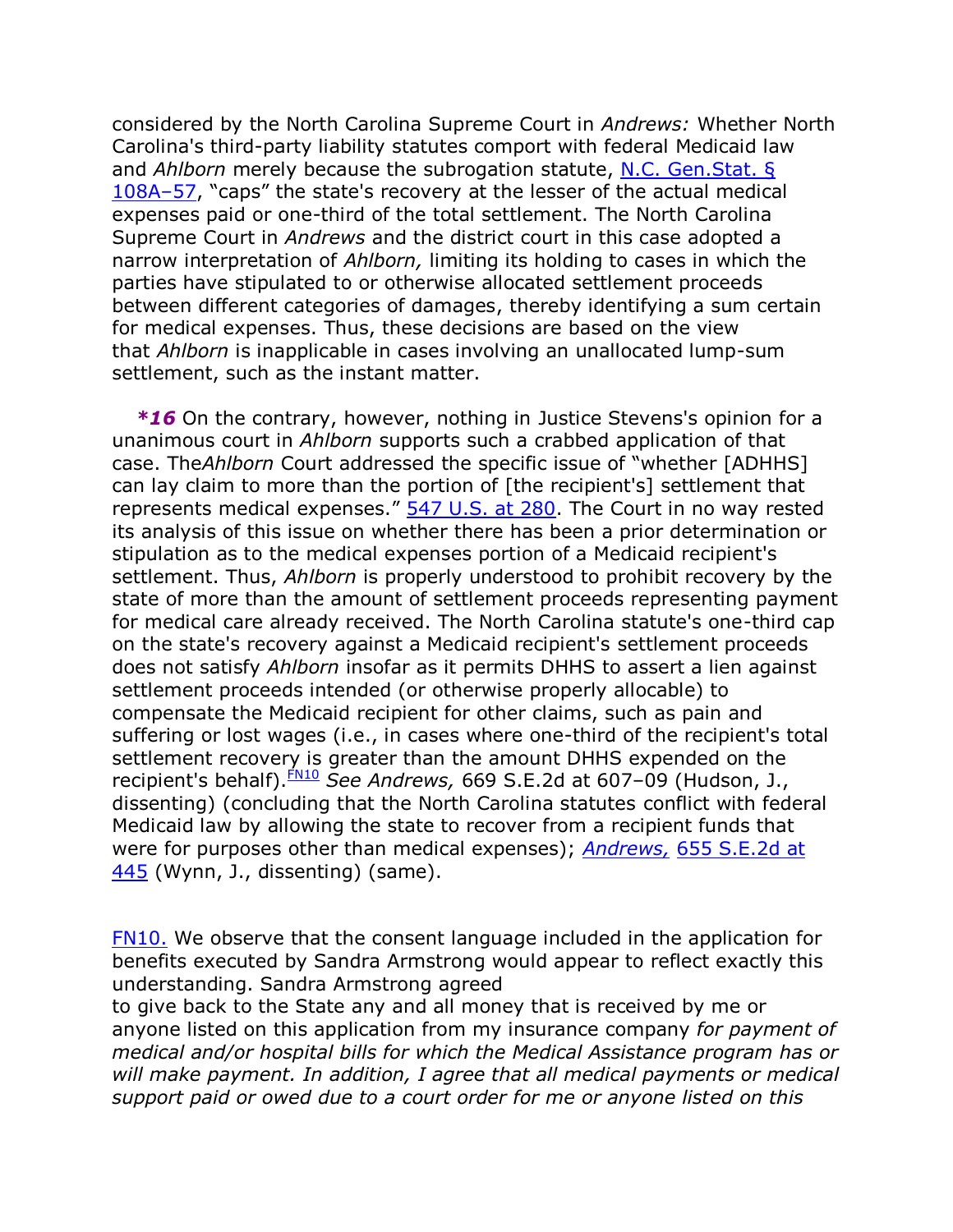considered by the North Carolina Supreme Court in *Andrews:* Whether North Carolina's third-party liability statutes comport with federal Medicaid law and *Ahlborn* merely because the subrogation statute, N.C. Gen.Stat. § 108A–57, "caps" the state's recovery at the lesser of the actual medical expenses paid or one-third of the total settlement. The North Carolina Supreme Court in *Andrews* and the district court in this case adopted a narrow interpretation of *Ahlborn,* limiting its holding to cases in which the parties have stipulated to or otherwise allocated settlement proceeds between different categories of damages, thereby identifying a sum certain for medical expenses. Thus, these decisions are based on the view that *Ahlborn* is inapplicable in cases involving an unallocated lump-sum settlement, such as the instant matter.

***16** On the contrary, however, nothing in Justice Stevens's opinion for a unanimous court in *Ahlborn* supports such a crabbed application of that case. The*Ahlborn* Court addressed the specific issue of "whether [ADHHS] can lay claim to more than the portion of [the recipient's] settlement that represents medical expenses." 547 U.S. at 280. The Court in no way rested its analysis of this issue on whether there has been a prior determination or stipulation as to the medical expenses portion of a Medicaid recipient's settlement. Thus, *Ahlborn* is properly understood to prohibit recovery by the state of more than the amount of settlement proceeds representing payment for medical care already received. The North Carolina statute's one-third cap on the state's recovery against a Medicaid recipient's settlement proceeds does not satisfy *Ahlborn* insofar as it permits DHHS to assert a lien against settlement proceeds intended (or otherwise properly allocable) to compensate the Medicaid recipient for other claims, such as pain and suffering or lost wages (i.e., in cases where one-third of the recipient's total settlement recovery is greater than the amount DHHS expended on the recipient's behalf).[FN10] *See Andrews,* 669 S.E.2d at 607–09 (Hudson, J., dissenting) (concluding that the North Carolina statutes conflict with federal Medicaid law by allowing the state to recover from a recipient funds that were for purposes other than medical expenses); *Andrews,* 655 S.E.2d at 445 (Wynn, J., dissenting) (same).

FN10. We observe that the consent language included in the application for benefits executed by Sandra Armstrong would appear to reflect exactly this understanding. Sandra Armstrong agreed

to give back to the State any and all money that is received by me or anyone listed on this application from my insurance company *for payment of medical and/or hospital bills for which the Medical Assistance program has or will make payment. In addition, I agree that all medical payments or medical support paid or owed due to a court order for me or anyone listed on this*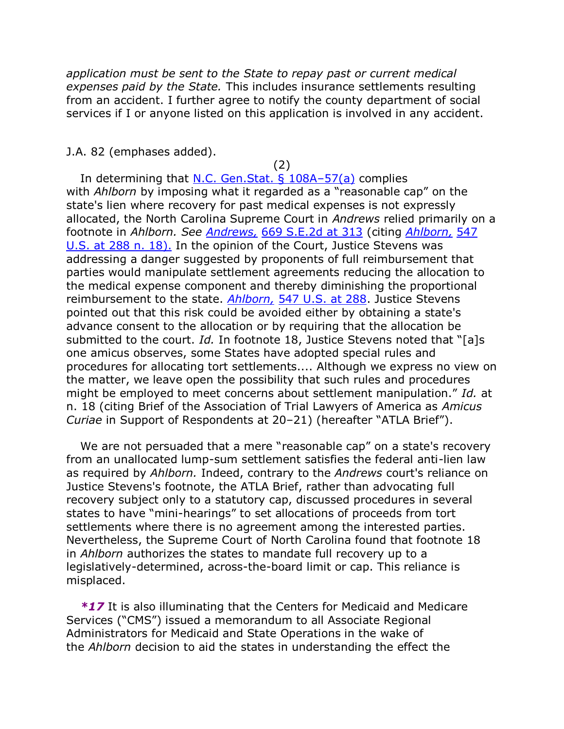*application must be sent to the State to repay past or current medical expenses paid by the State.* This includes insurance settlements resulting from an accident. I further agree to notify the county department of social services if I or anyone listed on this application is involved in any accident.

J.A. 82 (emphases added).

(2)

In determining that N.C. Gen.Stat. § 108A–57(a) complies with *Ahlborn* by imposing what it regarded as a "reasonable cap" on the state's lien where recovery for past medical expenses is not expressly allocated, the North Carolina Supreme Court in *Andrews* relied primarily on a footnote in *Ahlborn. See Andrews,* 669 S.E.2d at 313 (citing *Ahlborn,* 547 U.S. at 288 n. 18). In the opinion of the Court, Justice Stevens was addressing a danger suggested by proponents of full reimbursement that parties would manipulate settlement agreements reducing the allocation to the medical expense component and thereby diminishing the proportional reimbursement to the state. *Ahlborn,* 547 U.S. at 288. Justice Stevens pointed out that this risk could be avoided either by obtaining a state's advance consent to the allocation or by requiring that the allocation be submitted to the court. *Id.* In footnote 18, Justice Stevens noted that "[a]s one amicus observes, some States have adopted special rules and procedures for allocating tort settlements.... Although we express no view on the matter, we leave open the possibility that such rules and procedures might be employed to meet concerns about settlement manipulation." *Id.* at n. 18 (citing Brief of the Association of Trial Lawyers of America as *Amicus Curiae* in Support of Respondents at 20–21) (hereafter "ATLA Brief").

We are not persuaded that a mere "reasonable cap" on a state's recovery from an unallocated lump-sum settlement satisfies the federal anti-lien law as required by *Ahlborn.* Indeed, contrary to the *Andrews* court's reliance on Justice Stevens's footnote, the ATLA Brief, rather than advocating full recovery subject only to a statutory cap, discussed procedures in several states to have "mini-hearings" to set allocations of proceeds from tort settlements where there is no agreement among the interested parties. Nevertheless, the Supreme Court of North Carolina found that footnote 18 in *Ahlborn* authorizes the states to mandate full recovery up to a legislatively-determined, across-the-board limit or cap. This reliance is misplaced.

***17** It is also illuminating that the Centers for Medicaid and Medicare Services ("CMS") issued a memorandum to all Associate Regional Administrators for Medicaid and State Operations in the wake of the *Ahlborn* decision to aid the states in understanding the effect the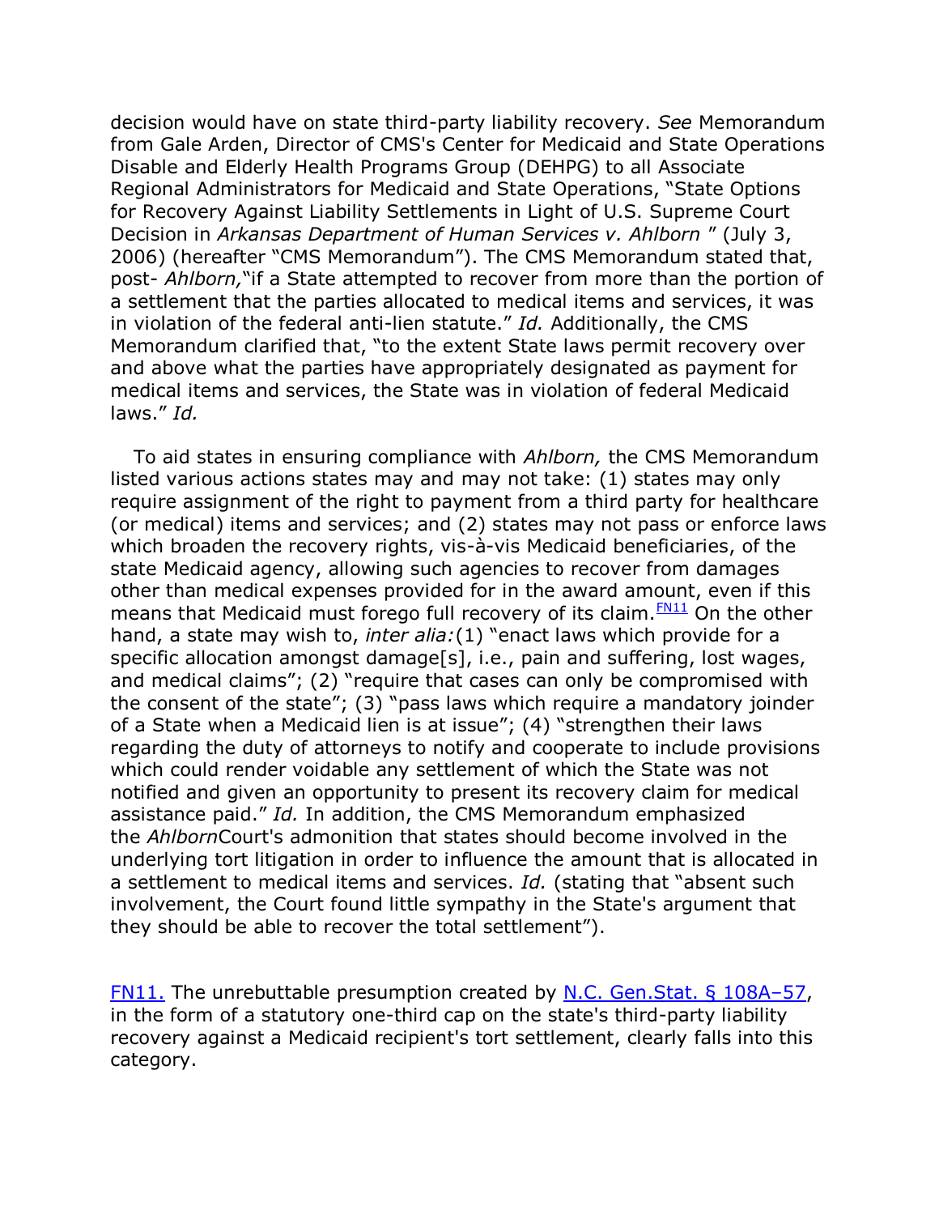decision would have on state third-party liability recovery. *See* Memorandum from Gale Arden, Director of CMS's Center for Medicaid and State Operations Disable and Elderly Health Programs Group (DEHPG) to all Associate Regional Administrators for Medicaid and State Operations, "State Options for Recovery Against Liability Settlements in Light of U.S. Supreme Court Decision in *Arkansas Department of Human Services v. Ahlborn* " (July 3, 2006) (hereafter "CMS Memorandum"). The CMS Memorandum stated that, post- *Ahlborn,*"if a State attempted to recover from more than the portion of a settlement that the parties allocated to medical items and services, it was in violation of the federal anti-lien statute." *Id.* Additionally, the CMS Memorandum clarified that, "to the extent State laws permit recovery over and above what the parties have appropriately designated as payment for medical items and services, the State was in violation of federal Medicaid laws." *Id.*

To aid states in ensuring compliance with *Ahlborn,* the CMS Memorandum listed various actions states may and may not take: (1) states may only require assignment of the right to payment from a third party for healthcare (or medical) items and services; and (2) states may not pass or enforce laws which broaden the recovery rights, vis-à-vis Medicaid beneficiaries, of the state Medicaid agency, allowing such agencies to recover from damages other than medical expenses provided for in the award amount, even if this means that Medicaid must forego full recovery of its claim.[FN11] On the other hand, a state may wish to, *inter alia:*(1) "enact laws which provide for a specific allocation amongst damage[s], i.e., pain and suffering, lost wages, and medical claims"; (2) "require that cases can only be compromised with the consent of the state"; (3) "pass laws which require a mandatory joinder of a State when a Medicaid lien is at issue"; (4) "strengthen their laws regarding the duty of attorneys to notify and cooperate to include provisions which could render voidable any settlement of which the State was not notified and given an opportunity to present its recovery claim for medical assistance paid." *Id.* In addition, the CMS Memorandum emphasized the *Ahlborn*Court's admonition that states should become involved in the underlying tort litigation in order to influence the amount that is allocated in a settlement to medical items and services. *Id.* (stating that "absent such involvement, the Court found little sympathy in the State's argument that they should be able to recover the total settlement").

FN11. The unrebuttable presumption created by N.C. Gen.Stat. § 108A–57, in the form of a statutory one-third cap on the state's third-party liability recovery against a Medicaid recipient's tort settlement, clearly falls into this category.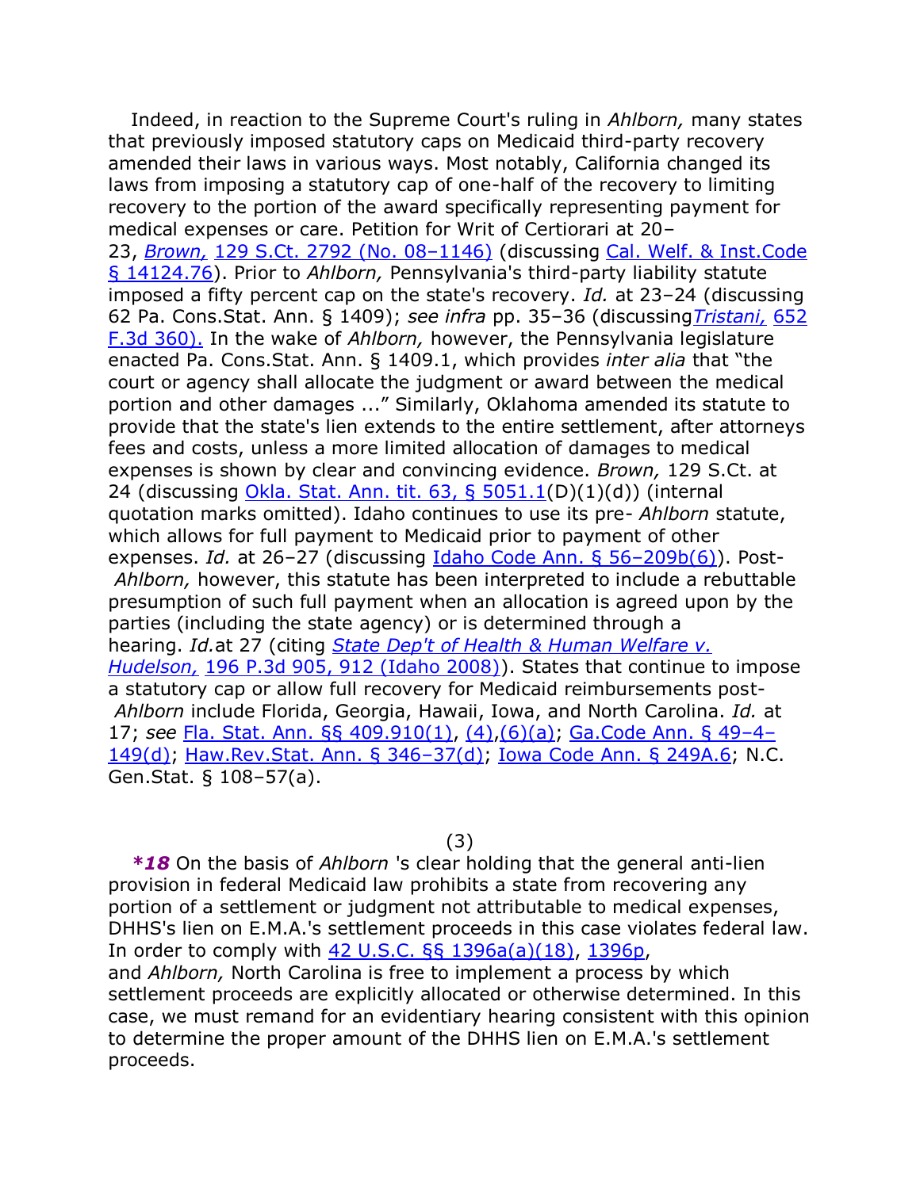Indeed, in reaction to the Supreme Court's ruling in *Ahlborn,* many states that previously imposed statutory caps on Medicaid third-party recovery amended their laws in various ways. Most notably, California changed its laws from imposing a statutory cap of one-half of the recovery to limiting recovery to the portion of the award specifically representing payment for medical expenses or care. Petition for Writ of Certiorari at 20–23, *Brown,* 129 S.Ct. 2792 (No. 08–1146) (discussing Cal. Welf. & Inst.Code § 14124.76). Prior to *Ahlborn,* Pennsylvania's third-party liability statute imposed a fifty percent cap on the state's recovery. *Id.* at 23–24 (discussing 62 Pa. Cons.Stat. Ann. § 1409); *see infra* pp. 35–36 (discussing *Tristani,* 652 F.3d 360). In the wake of *Ahlborn,* however, the Pennsylvania legislature enacted Pa. Cons.Stat. Ann. § 1409.1, which provides *inter alia* that "the court or agency shall allocate the judgment or award between the medical portion and other damages ..." Similarly, Oklahoma amended its statute to provide that the state's lien extends to the entire settlement, after attorneys fees and costs, unless a more limited allocation of damages to medical expenses is shown by clear and convincing evidence. *Brown,* 129 S.Ct. at 24 (discussing Okla. Stat. Ann. tit. 63, § 5051.1(D)(1)(d)) (internal quotation marks omitted). Idaho continues to use its pre- *Ahlborn* statute, which allows for full payment to Medicaid prior to payment of other expenses. *Id.* at 26–27 (discussing Idaho Code Ann. § 56–209b(6)). Post- *Ahlborn,* however, this statute has been interpreted to include a rebuttable presumption of such full payment when an allocation is agreed upon by the parties (including the state agency) or is determined through a hearing. *Id.* at 27 (citing *State Dep't of Health & Human Welfare v. Hudelson,* 196 P.3d 905, 912 (Idaho 2008)). States that continue to impose a statutory cap or allow full recovery for Medicaid reimbursements post- *Ahlborn* include Florida, Georgia, Hawaii, Iowa, and North Carolina. *Id.* at 17; *see* Fla. Stat. Ann. §§ 409.910(1), (4),(6)(a); Ga.Code Ann. § 49–4–149(d); Haw.Rev.Stat. Ann. § 346–37(d); Iowa Code Ann. § 249A.6; N.C. Gen.Stat. § 108–57(a).

(3)

***18** On the basis of *Ahlborn* 's clear holding that the general anti-lien provision in federal Medicaid law prohibits a state from recovering any portion of a settlement or judgment not attributable to medical expenses, DHHS's lien on E.M.A.'s settlement proceeds in this case violates federal law. In order to comply with 42 U.S.C. §§ 1396a(a)(18), 1396p, and *Ahlborn,* North Carolina is free to implement a process by which settlement proceeds are explicitly allocated or otherwise determined. In this case, we must remand for an evidentiary hearing consistent with this opinion to determine the proper amount of the DHHS lien on E.M.A.'s settlement proceeds.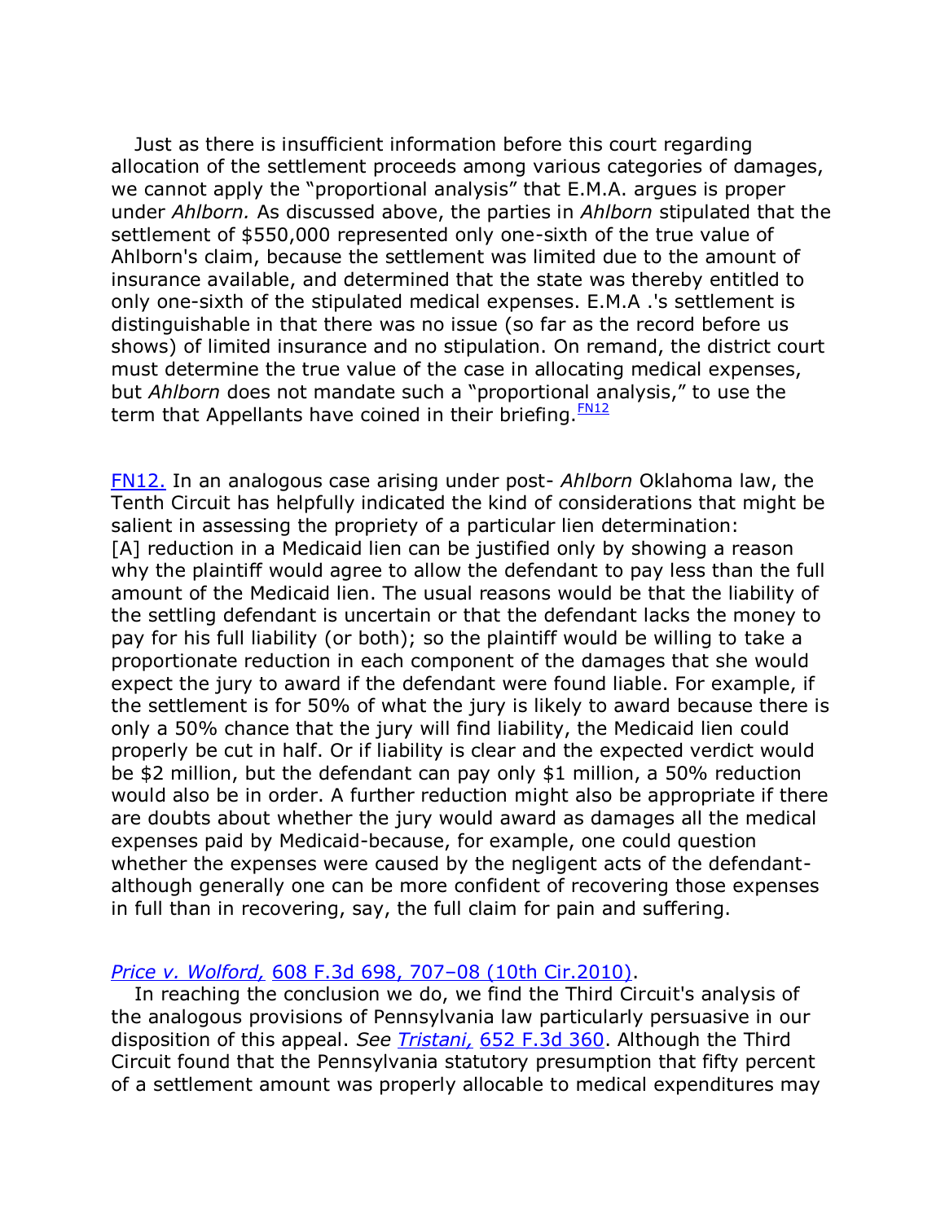Just as there is insufficient information before this court regarding allocation of the settlement proceeds among various categories of damages, we cannot apply the "proportional analysis" that E.M.A. argues is proper under *Ahlborn.* As discussed above, the parties in *Ahlborn* stipulated that the settlement of $550,000 represented only one-sixth of the true value of Ahlborn's claim, because the settlement was limited due to the amount of insurance available, and determined that the state was thereby entitled to only one-sixth of the stipulated medical expenses. E.M.A .'s settlement is distinguishable in that there was no issue (so far as the record before us shows) of limited insurance and no stipulation. On remand, the district court must determine the true value of the case in allocating medical expenses, but *Ahlborn* does not mandate such a "proportional analysis," to use the term that Appellants have coined in their briefing.[FN12]

FN12. In an analogous case arising under post- *Ahlborn* Oklahoma law, the Tenth Circuit has helpfully indicated the kind of considerations that might be salient in assessing the propriety of a particular lien determination:
[A] reduction in a Medicaid lien can be justified only by showing a reason why the plaintiff would agree to allow the defendant to pay less than the full amount of the Medicaid lien. The usual reasons would be that the liability of the settling defendant is uncertain or that the defendant lacks the money to pay for his full liability (or both); so the plaintiff would be willing to take a proportionate reduction in each component of the damages that she would expect the jury to award if the defendant were found liable. For example, if the settlement is for 50% of what the jury is likely to award because there is only a 50% chance that the jury will find liability, the Medicaid lien could properly be cut in half. Or if liability is clear and the expected verdict would be $2 million, but the defendant can pay only $1 million, a 50% reduction would also be in order. A further reduction might also be appropriate if there are doubts about whether the jury would award as damages all the medical expenses paid by Medicaid-because, for example, one could question whether the expenses were caused by the negligent acts of the defendant-although generally one can be more confident of recovering those expenses in full than in recovering, say, the full claim for pain and suffering.

*Price v. Wolford,* 608 F.3d 698, 707–08 (10th Cir.2010).

In reaching the conclusion we do, we find the Third Circuit's analysis of the analogous provisions of Pennsylvania law particularly persuasive in our disposition of this appeal. *See Tristani,* 652 F.3d 360. Although the Third Circuit found that the Pennsylvania statutory presumption that fifty percent of a settlement amount was properly allocable to medical expenditures may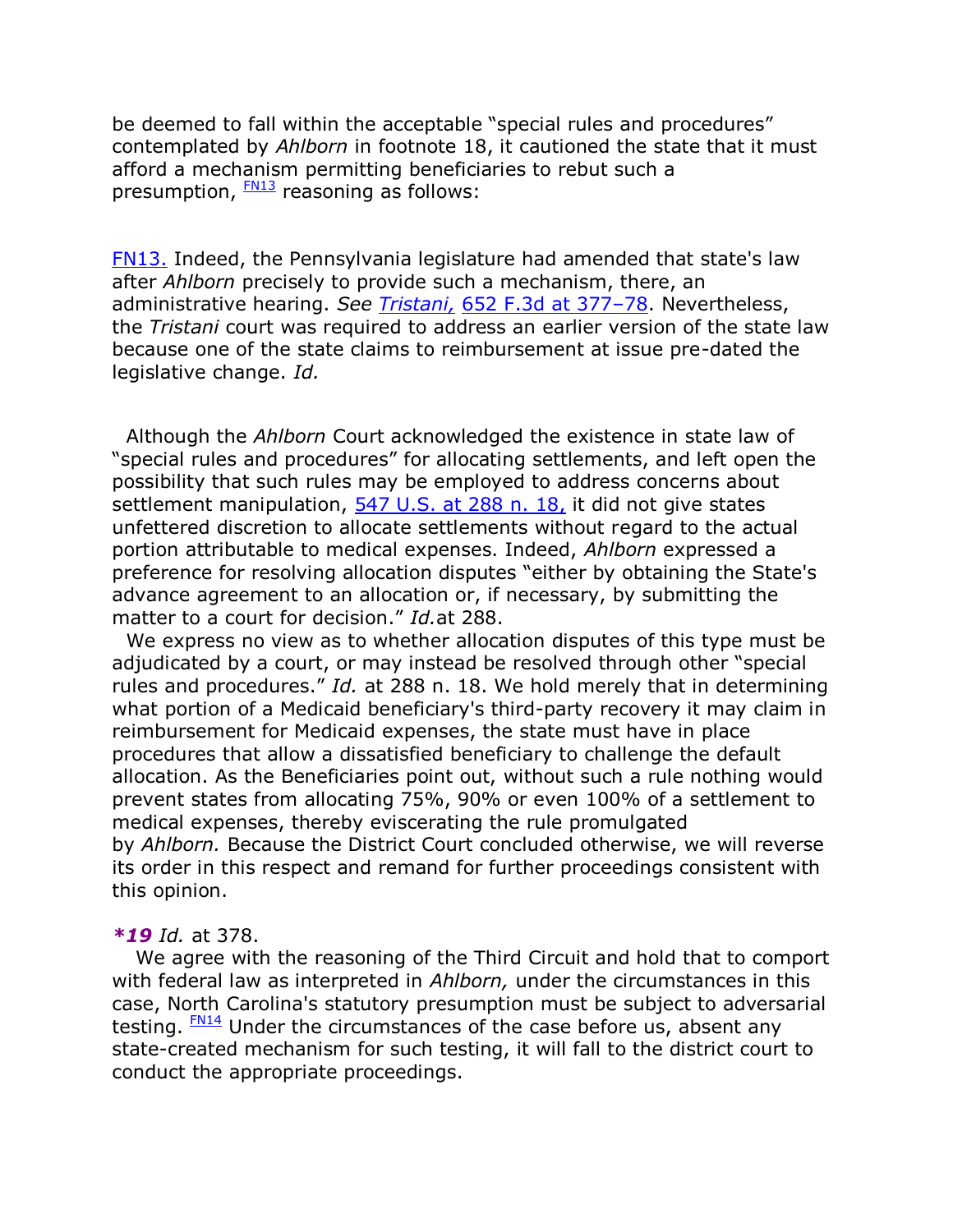be deemed to fall within the acceptable "special rules and procedures" contemplated by *Ahlborn* in footnote 18, it cautioned the state that it must afford a mechanism permitting beneficiaries to rebut such a presumption, [FN13] reasoning as follows:

FN13. Indeed, the Pennsylvania legislature had amended that state's law after *Ahlborn* precisely to provide such a mechanism, there, an administrative hearing. *See Tristani,* 652 F.3d at 377–78. Nevertheless, the *Tristani* court was required to address an earlier version of the state law because one of the state claims to reimbursement at issue pre-dated the legislative change. *Id.*

Although the *Ahlborn* Court acknowledged the existence in state law of "special rules and procedures" for allocating settlements, and left open the possibility that such rules may be employed to address concerns about settlement manipulation, 547 U.S. at 288 n. 18, it did not give states unfettered discretion to allocate settlements without regard to the actual portion attributable to medical expenses. Indeed, *Ahlborn* expressed a preference for resolving allocation disputes "either by obtaining the State's advance agreement to an allocation or, if necessary, by submitting the matter to a court for decision." *Id.*at 288.

We express no view as to whether allocation disputes of this type must be adjudicated by a court, or may instead be resolved through other "special rules and procedures." *Id.* at 288 n. 18. We hold merely that in determining what portion of a Medicaid beneficiary's third-party recovery it may claim in reimbursement for Medicaid expenses, the state must have in place procedures that allow a dissatisfied beneficiary to challenge the default allocation. As the Beneficiaries point out, without such a rule nothing would prevent states from allocating 75%, 90% or even 100% of a settlement to medical expenses, thereby eviscerating the rule promulgated by *Ahlborn.* Because the District Court concluded otherwise, we will reverse its order in this respect and remand for further proceedings consistent with this opinion.

***19** *Id.* at 378.

We agree with the reasoning of the Third Circuit and hold that to comport with federal law as interpreted in *Ahlborn,* under the circumstances in this case, North Carolina's statutory presumption must be subject to adversarial testing. [FN14] Under the circumstances of the case before us, absent any state-created mechanism for such testing, it will fall to the district court to conduct the appropriate proceedings.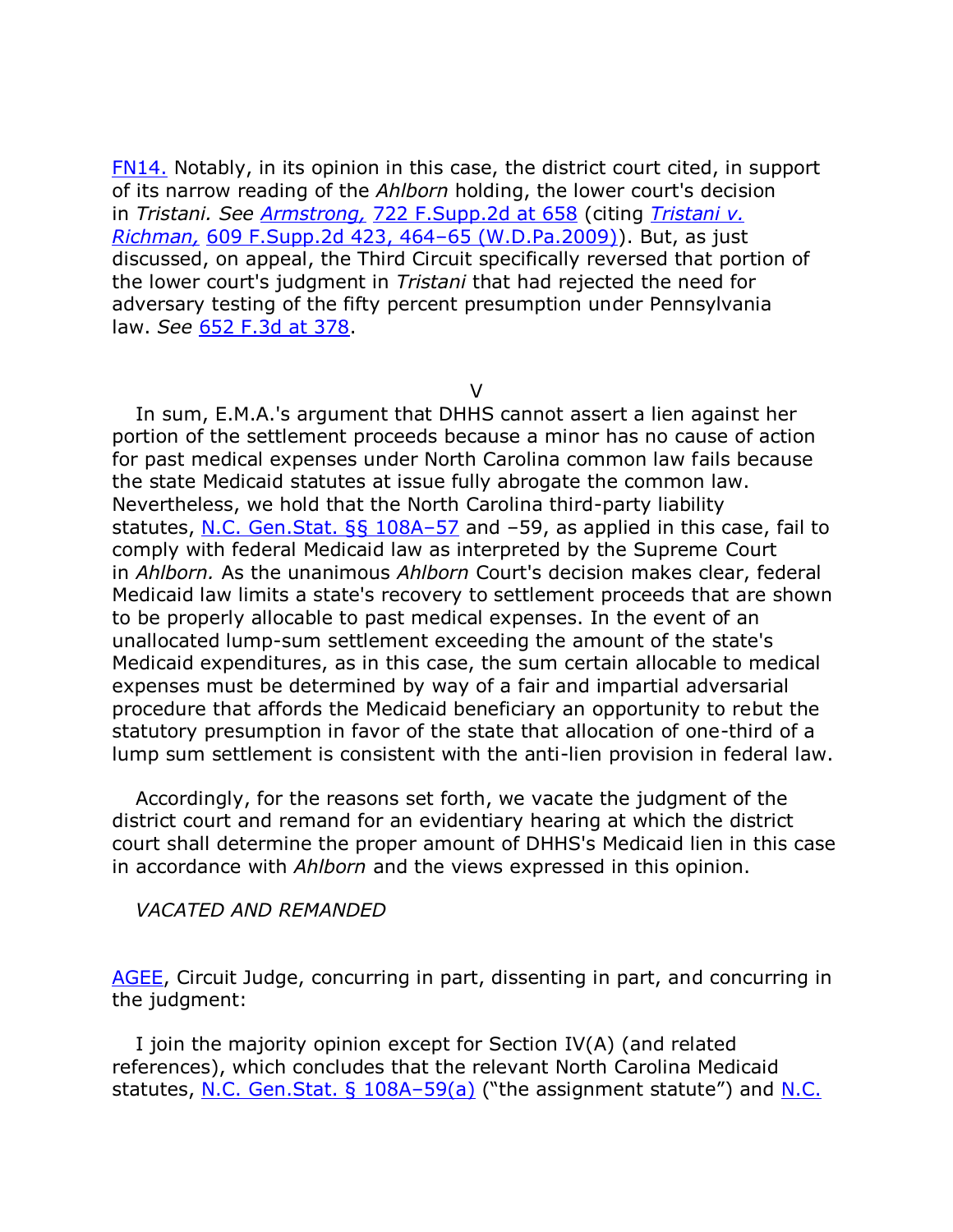FN14. Notably, in its opinion in this case, the district court cited, in support of its narrow reading of the *Ahlborn* holding, the lower court's decision in *Tristani. See Armstrong,* 722 F.Supp.2d at 658 (citing *Tristani v. Richman,* 609 F.Supp.2d 423, 464–65 (W.D.Pa.2009)). But, as just discussed, on appeal, the Third Circuit specifically reversed that portion of the lower court's judgment in *Tristani* that had rejected the need for adversary testing of the fifty percent presumption under Pennsylvania law. *See* 652 F.3d at 378.

## V

In sum, E.M.A.'s argument that DHHS cannot assert a lien against her portion of the settlement proceeds because a minor has no cause of action for past medical expenses under North Carolina common law fails because the state Medicaid statutes at issue fully abrogate the common law. Nevertheless, we hold that the North Carolina third-party liability statutes, N.C. Gen.Stat. §§ 108A–57 and –59, as applied in this case, fail to comply with federal Medicaid law as interpreted by the Supreme Court in *Ahlborn.* As the unanimous *Ahlborn* Court's decision makes clear, federal Medicaid law limits a state's recovery to settlement proceeds that are shown to be properly allocable to past medical expenses. In the event of an unallocated lump-sum settlement exceeding the amount of the state's Medicaid expenditures, as in this case, the sum certain allocable to medical expenses must be determined by way of a fair and impartial adversarial procedure that affords the Medicaid beneficiary an opportunity to rebut the statutory presumption in favor of the state that allocation of one-third of a lump sum settlement is consistent with the anti-lien provision in federal law.

Accordingly, for the reasons set forth, we vacate the judgment of the district court and remand for an evidentiary hearing at which the district court shall determine the proper amount of DHHS's Medicaid lien in this case in accordance with *Ahlborn* and the views expressed in this opinion.

*VACATED AND REMANDED*

AGEE, Circuit Judge, concurring in part, dissenting in part, and concurring in the judgment:

I join the majority opinion except for Section IV(A) (and related references), which concludes that the relevant North Carolina Medicaid statutes, N.C. Gen.Stat. § 108A–59(a) ("the assignment statute") and N.C.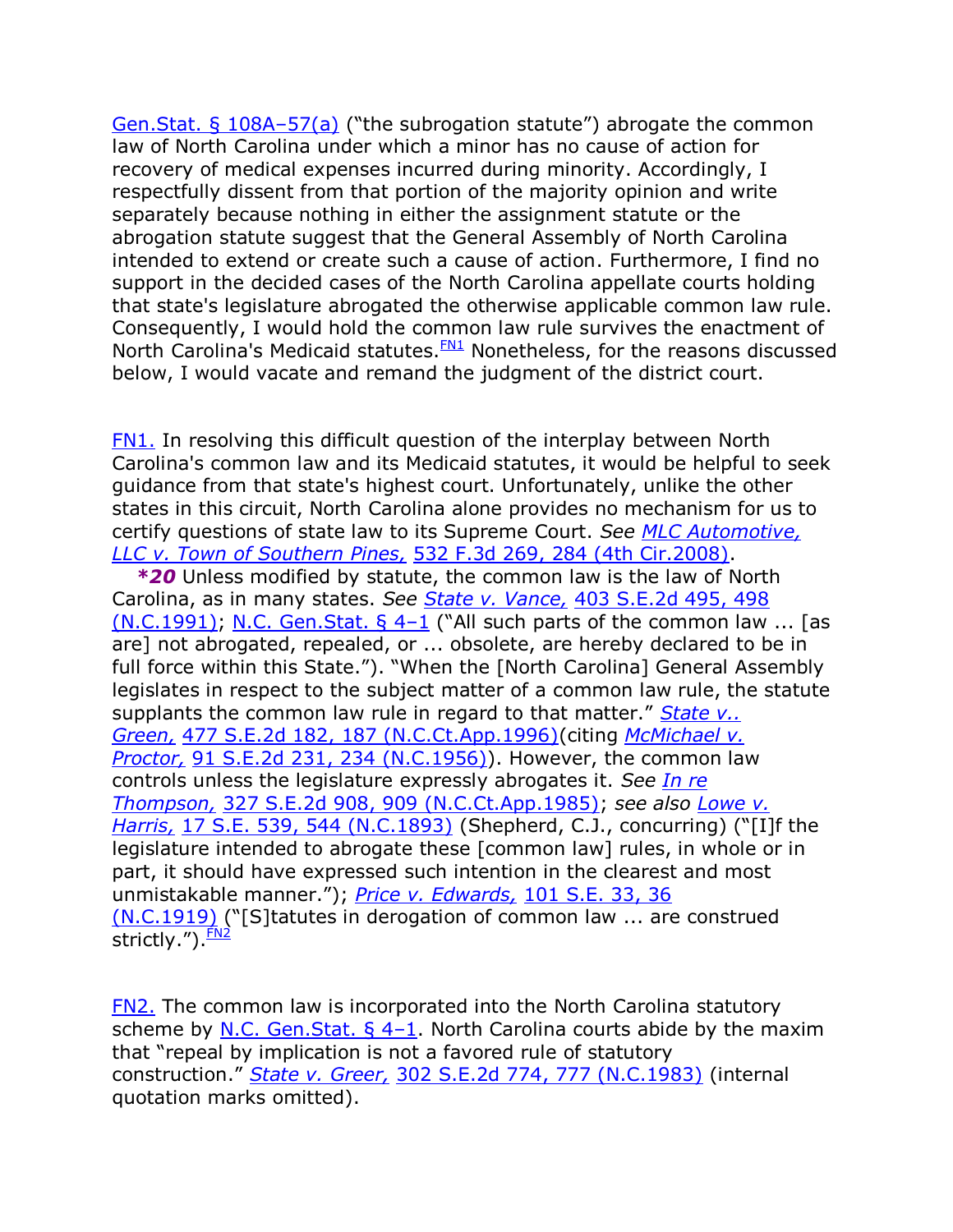Gen.Stat. § 108A–57(a) ("the subrogation statute") abrogate the common law of North Carolina under which a minor has no cause of action for recovery of medical expenses incurred during minority. Accordingly, I respectfully dissent from that portion of the majority opinion and write separately because nothing in either the assignment statute or the abrogation statute suggest that the General Assembly of North Carolina intended to extend or create such a cause of action. Furthermore, I find no support in the decided cases of the North Carolina appellate courts holding that state's legislature abrogated the otherwise applicable common law rule. Consequently, I would hold the common law rule survives the enactment of North Carolina's Medicaid statutes.[FN1] Nonetheless, for the reasons discussed below, I would vacate and remand the judgment of the district court.

FN1. In resolving this difficult question of the interplay between North Carolina's common law and its Medicaid statutes, it would be helpful to seek guidance from that state's highest court. Unfortunately, unlike the other states in this circuit, North Carolina alone provides no mechanism for us to certify questions of state law to its Supreme Court. *See MLC Automotive, LLC v. Town of Southern Pines,* 532 F.3d 269, 284 (4th Cir.2008).

***20** Unless modified by statute, the common law is the law of North Carolina, as in many states. *See State v. Vance,* 403 S.E.2d 495, 498 (N.C.1991); N.C. Gen.Stat. § 4–1 ("All such parts of the common law ... [as are] not abrogated, repealed, or ... obsolete, are hereby declared to be in full force within this State."). "When the [North Carolina] General Assembly legislates in respect to the subject matter of a common law rule, the statute supplants the common law rule in regard to that matter." *State v.. Green,* 477 S.E.2d 182, 187 (N.C.Ct.App.1996)(citing *McMichael v. Proctor,* 91 S.E.2d 231, 234 (N.C.1956)). However, the common law controls unless the legislature expressly abrogates it. *See In re Thompson,* 327 S.E.2d 908, 909 (N.C.Ct.App.1985); *see also Lowe v. Harris,* 17 S.E. 539, 544 (N.C.1893) (Shepherd, C.J., concurring) ("[I]f the legislature intended to abrogate these [common law] rules, in whole or in part, it should have expressed such intention in the clearest and most unmistakable manner."); *Price v. Edwards,* 101 S.E. 33, 36 (N.C.1919) ("[S]tatutes in derogation of common law ... are construed strictly.").[FN2]

FN2. The common law is incorporated into the North Carolina statutory scheme by N.C. Gen.Stat. § 4–1. North Carolina courts abide by the maxim that "repeal by implication is not a favored rule of statutory construction." *State v. Greer,* 302 S.E.2d 774, 777 (N.C.1983) (internal quotation marks omitted).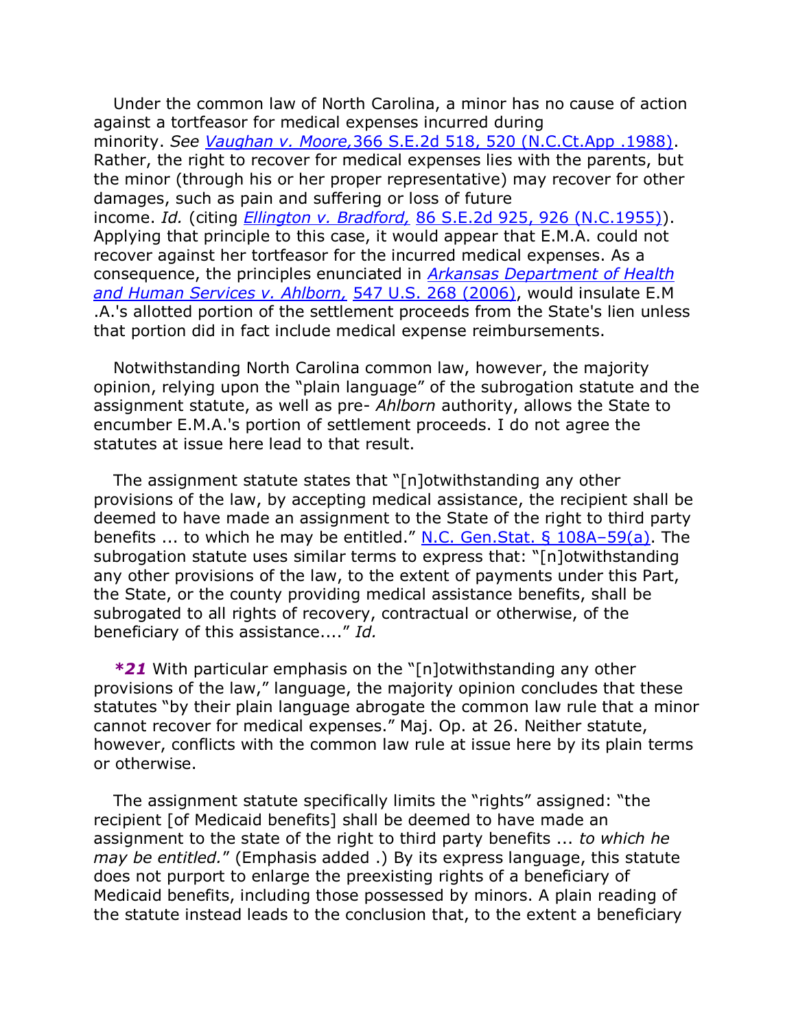Under the common law of North Carolina, a minor has no cause of action against a tortfeasor for medical expenses incurred during minority. *See* *Vaughan v. Moore,*366 S.E.2d 518, 520 (N.C.Ct.App .1988). Rather, the right to recover for medical expenses lies with the parents, but the minor (through his or her proper representative) may recover for other damages, such as pain and suffering or loss of future income. *Id.* (citing *Ellington v. Bradford,* 86 S.E.2d 925, 926 (N.C.1955)). Applying that principle to this case, it would appear that E.M.A. could not recover against her tortfeasor for the incurred medical expenses. As a consequence, the principles enunciated in *Arkansas Department of Health and Human Services v. Ahlborn,* 547 U.S. 268 (2006), would insulate E.M .A.'s allotted portion of the settlement proceeds from the State's lien unless that portion did in fact include medical expense reimbursements.

Notwithstanding North Carolina common law, however, the majority opinion, relying upon the "plain language" of the subrogation statute and the assignment statute, as well as pre- *Ahlborn* authority, allows the State to encumber E.M.A.'s portion of settlement proceeds. I do not agree the statutes at issue here lead to that result.

The assignment statute states that "[n]otwithstanding any other provisions of the law, by accepting medical assistance, the recipient shall be deemed to have made an assignment to the State of the right to third party benefits ... to which he may be entitled." N.C. Gen.Stat. § 108A–59(a). The subrogation statute uses similar terms to express that: "[n]otwithstanding any other provisions of the law, to the extent of payments under this Part, the State, or the county providing medical assistance benefits, shall be subrogated to all rights of recovery, contractual or otherwise, of the beneficiary of this assistance...." *Id.*

***21** With particular emphasis on the "[n]otwithstanding any other provisions of the law," language, the majority opinion concludes that these statutes "by their plain language abrogate the common law rule that a minor cannot recover for medical expenses." Maj. Op. at 26. Neither statute, however, conflicts with the common law rule at issue here by its plain terms or otherwise.

The assignment statute specifically limits the "rights" assigned: "the recipient [of Medicaid benefits] shall be deemed to have made an assignment to the state of the right to third party benefits ... *to which he may be entitled.*" (Emphasis added .) By its express language, this statute does not purport to enlarge the preexisting rights of a beneficiary of Medicaid benefits, including those possessed by minors. A plain reading of the statute instead leads to the conclusion that, to the extent a beneficiary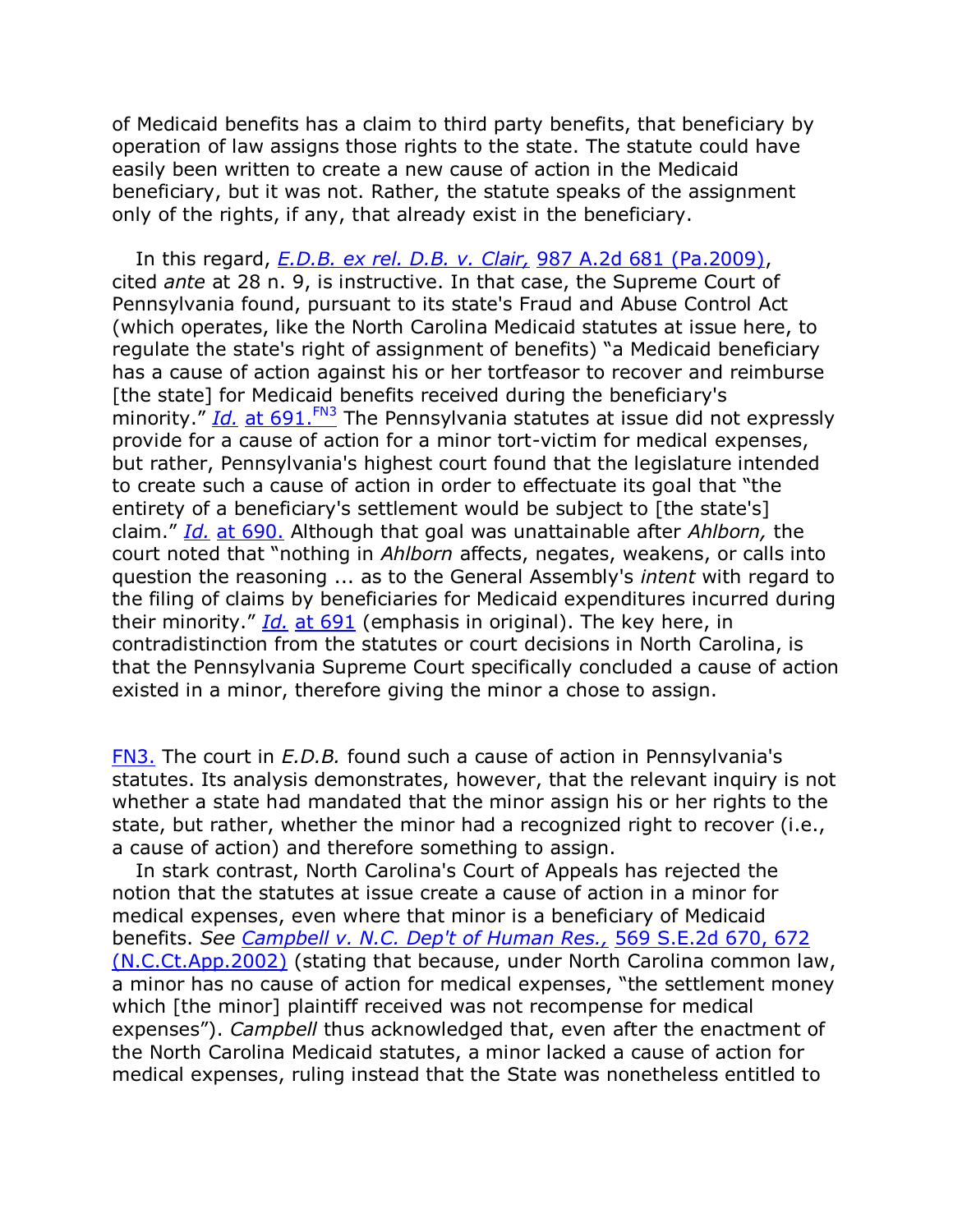of Medicaid benefits has a claim to third party benefits, that beneficiary by operation of law assigns those rights to the state. The statute could have easily been written to create a new cause of action in the Medicaid beneficiary, but it was not. Rather, the statute speaks of the assignment only of the rights, if any, that already exist in the beneficiary.

In this regard, *E.D.B. ex rel. D.B. v. Clair,* 987 A.2d 681 (Pa.2009), cited *ante* at 28 n. 9, is instructive. In that case, the Supreme Court of Pennsylvania found, pursuant to its state's Fraud and Abuse Control Act (which operates, like the North Carolina Medicaid statutes at issue here, to regulate the state's right of assignment of benefits) "a Medicaid beneficiary has a cause of action against his or her tortfeasor to recover and reimburse [the state] for Medicaid benefits received during the beneficiary's minority." *Id.* at 691.[FN3] The Pennsylvania statutes at issue did not expressly provide for a cause of action for a minor tort-victim for medical expenses, but rather, Pennsylvania's highest court found that the legislature intended to create such a cause of action in order to effectuate its goal that "the entirety of a beneficiary's settlement would be subject to [the state's] claim." *Id.* at 690. Although that goal was unattainable after *Ahlborn,* the court noted that "nothing in *Ahlborn* affects, negates, weakens, or calls into question the reasoning ... as to the General Assembly's *intent* with regard to the filing of claims by beneficiaries for Medicaid expenditures incurred during their minority." *Id.* at 691 (emphasis in original). The key here, in contradistinction from the statutes or court decisions in North Carolina, is that the Pennsylvania Supreme Court specifically concluded a cause of action existed in a minor, therefore giving the minor a chose to assign.

FN3. The court in *E.D.B.* found such a cause of action in Pennsylvania's statutes. Its analysis demonstrates, however, that the relevant inquiry is not whether a state had mandated that the minor assign his or her rights to the state, but rather, whether the minor had a recognized right to recover (i.e., a cause of action) and therefore something to assign.

In stark contrast, North Carolina's Court of Appeals has rejected the notion that the statutes at issue create a cause of action in a minor for medical expenses, even where that minor is a beneficiary of Medicaid benefits. *See Campbell v. N.C. Dep't of Human Res.,* 569 S.E.2d 670, 672 (N.C.Ct.App.2002) (stating that because, under North Carolina common law, a minor has no cause of action for medical expenses, "the settlement money which [the minor] plaintiff received was not recompense for medical expenses"). *Campbell* thus acknowledged that, even after the enactment of the North Carolina Medicaid statutes, a minor lacked a cause of action for medical expenses, ruling instead that the State was nonetheless entitled to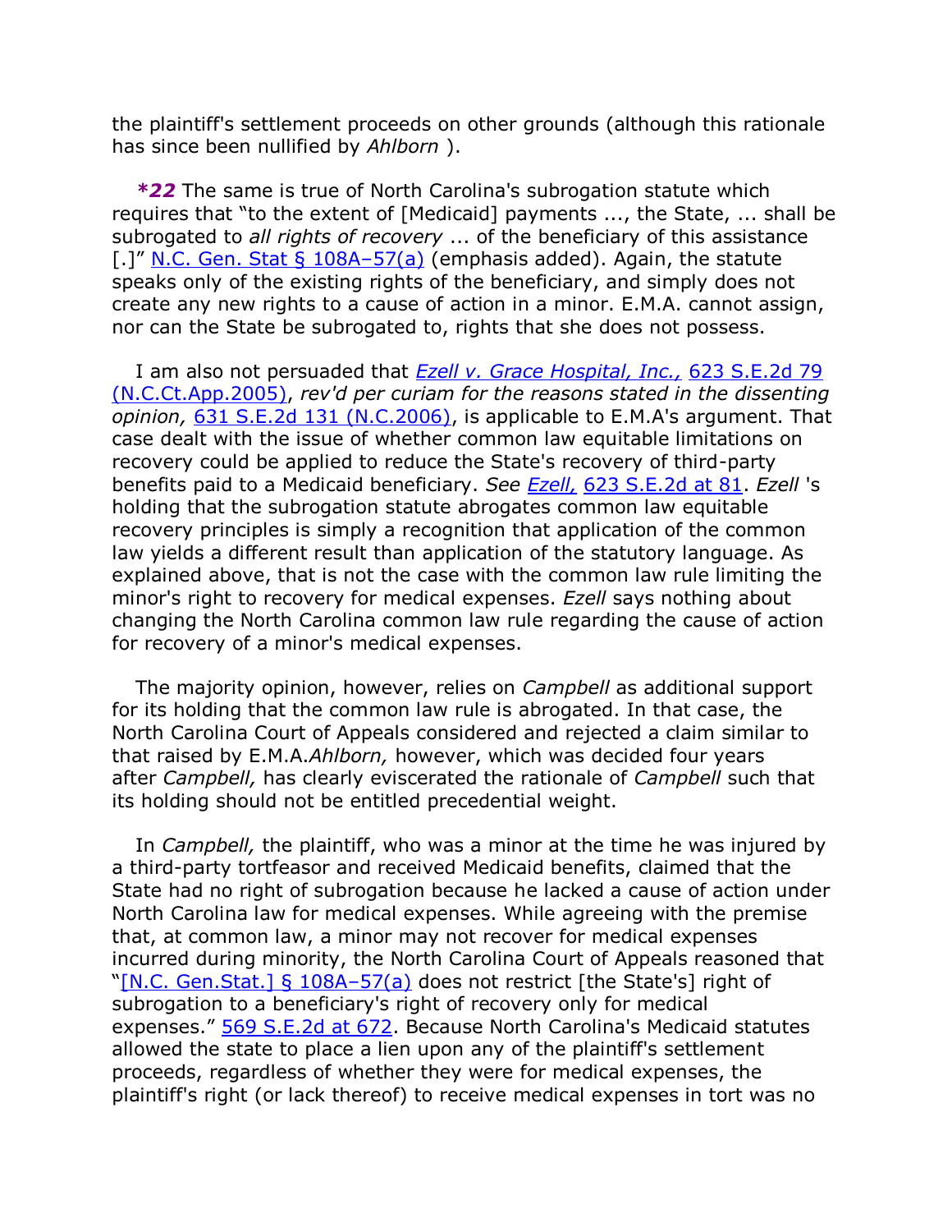the plaintiff's settlement proceeds on other grounds (although this rationale has since been nullified by *Ahlborn* ).

***22** The same is true of North Carolina's subrogation statute which requires that "to the extent of [Medicaid] payments ..., the State, ... shall be subrogated to *all rights of recovery* ... of the beneficiary of this assistance [.]" N.C. Gen. Stat § 108A–57(a) (emphasis added). Again, the statute speaks only of the existing rights of the beneficiary, and simply does not create any new rights to a cause of action in a minor. E.M.A. cannot assign, nor can the State be subrogated to, rights that she does not possess.

I am also not persuaded that *Ezell v. Grace Hospital, Inc.,* 623 S.E.2d 79 (N.C.Ct.App.2005), *rev'd per curiam for the reasons stated in the dissenting opinion,* 631 S.E.2d 131 (N.C.2006), is applicable to E.M.A's argument. That case dealt with the issue of whether common law equitable limitations on recovery could be applied to reduce the State's recovery of third-party benefits paid to a Medicaid beneficiary. *See Ezell,* 623 S.E.2d at 81. *Ezell* 's holding that the subrogation statute abrogates common law equitable recovery principles is simply a recognition that application of the common law yields a different result than application of the statutory language. As explained above, that is not the case with the common law rule limiting the minor's right to recovery for medical expenses. *Ezell* says nothing about changing the North Carolina common law rule regarding the cause of action for recovery of a minor's medical expenses.

The majority opinion, however, relies on *Campbell* as additional support for its holding that the common law rule is abrogated. In that case, the North Carolina Court of Appeals considered and rejected a claim similar to that raised by E.M.A.*Ahlborn,* however, which was decided four years after *Campbell,* has clearly eviscerated the rationale of *Campbell* such that its holding should not be entitled precedential weight.

In *Campbell,* the plaintiff, who was a minor at the time he was injured by a third-party tortfeasor and received Medicaid benefits, claimed that the State had no right of subrogation because he lacked a cause of action under North Carolina law for medical expenses. While agreeing with the premise that, at common law, a minor may not recover for medical expenses incurred during minority, the North Carolina Court of Appeals reasoned that "[N.C. Gen.Stat.] § 108A–57(a) does not restrict [the State's] right of subrogation to a beneficiary's right of recovery only for medical expenses." 569 S.E.2d at 672. Because North Carolina's Medicaid statutes allowed the state to place a lien upon any of the plaintiff's settlement proceeds, regardless of whether they were for medical expenses, the plaintiff's right (or lack thereof) to receive medical expenses in tort was no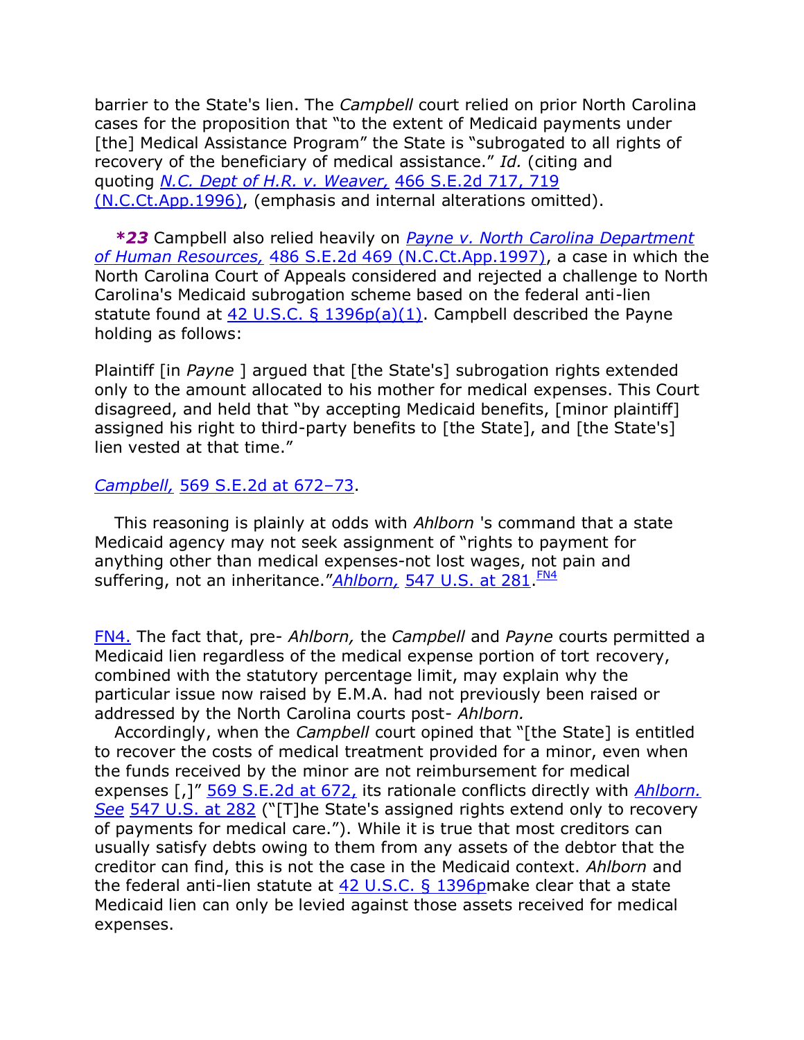barrier to the State's lien. The *Campbell* court relied on prior North Carolina cases for the proposition that "to the extent of Medicaid payments under [the] Medical Assistance Program" the State is "subrogated to all rights of recovery of the beneficiary of medical assistance." *Id.* (citing and quoting *N.C. Dept of H.R. v. Weaver,* 466 S.E.2d 717, 719 (N.C.Ct.App.1996), (emphasis and internal alterations omitted).

***23** Campbell also relied heavily on *Payne v. North Carolina Department of Human Resources,* 486 S.E.2d 469 (N.C.Ct.App.1997), a case in which the North Carolina Court of Appeals considered and rejected a challenge to North Carolina's Medicaid subrogation scheme based on the federal anti-lien statute found at 42 U.S.C. § 1396p(a)(1). Campbell described the Payne holding as follows:

Plaintiff [in *Payne* ] argued that [the State's] subrogation rights extended only to the amount allocated to his mother for medical expenses. This Court disagreed, and held that "by accepting Medicaid benefits, [minor plaintiff] assigned his right to third-party benefits to [the State], and [the State's] lien vested at that time."

*Campbell,* 569 S.E.2d at 672–73.

This reasoning is plainly at odds with *Ahlborn* 's command that a state Medicaid agency may not seek assignment of "rights to payment for anything other than medical expenses-not lost wages, not pain and suffering, not an inheritance."*Ahlborn,* 547 U.S. at 281.[FN4]

FN4. The fact that, pre- *Ahlborn,* the *Campbell* and *Payne* courts permitted a Medicaid lien regardless of the medical expense portion of tort recovery, combined with the statutory percentage limit, may explain why the particular issue now raised by E.M.A. had not previously been raised or addressed by the North Carolina courts post- *Ahlborn.*

Accordingly, when the *Campbell* court opined that "[the State] is entitled to recover the costs of medical treatment provided for a minor, even when the funds received by the minor are not reimbursement for medical expenses [,]" 569 S.E.2d at 672, its rationale conflicts directly with *Ahlborn. See* 547 U.S. at 282 ("[T]he State's assigned rights extend only to recovery of payments for medical care."). While it is true that most creditors can usually satisfy debts owing to them from any assets of the debtor that the creditor can find, this is not the case in the Medicaid context. *Ahlborn* and the federal anti-lien statute at 42 U.S.C. § 1396pmake clear that a state Medicaid lien can only be levied against those assets received for medical expenses.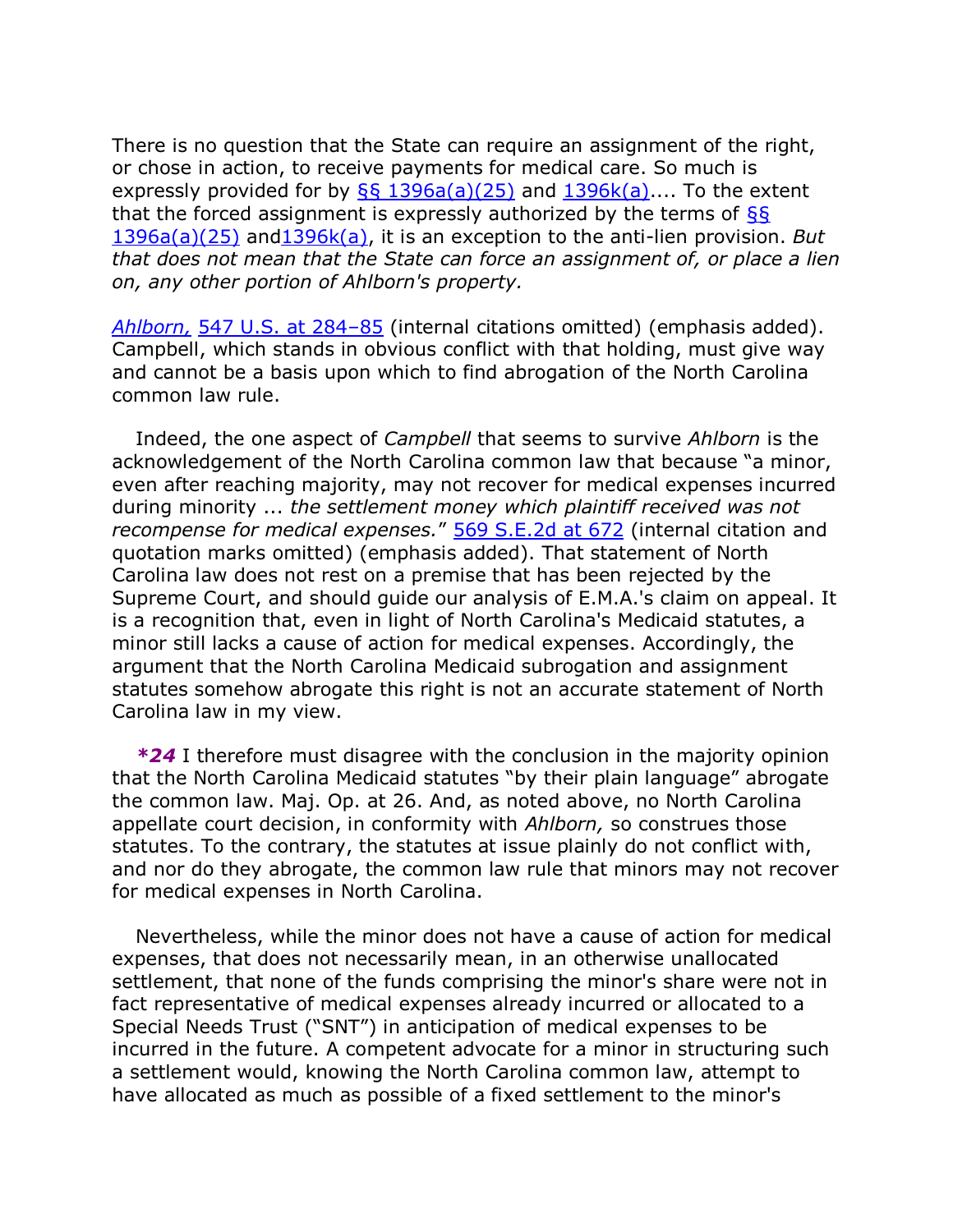There is no question that the State can require an assignment of the right, or chose in action, to receive payments for medical care. So much is expressly provided for by §§ 1396a(a)(25) and 1396k(a).... To the extent that the forced assignment is expressly authorized by the terms of §§ 1396a(a)(25) and1396k(a), it is an exception to the anti-lien provision. *But that does not mean that the State can force an assignment of, or place a lien on, any other portion of Ahlborn's property.*

*Ahlborn,* 547 U.S. at 284–85 (internal citations omitted) (emphasis added). Campbell, which stands in obvious conflict with that holding, must give way and cannot be a basis upon which to find abrogation of the North Carolina common law rule.

Indeed, the one aspect of *Campbell* that seems to survive *Ahlborn* is the acknowledgement of the North Carolina common law that because "a minor, even after reaching majority, may not recover for medical expenses incurred during minority ... *the settlement money which plaintiff received was not recompense for medical expenses.*" 569 S.E.2d at 672 (internal citation and quotation marks omitted) (emphasis added). That statement of North Carolina law does not rest on a premise that has been rejected by the Supreme Court, and should guide our analysis of E.M.A.'s claim on appeal. It is a recognition that, even in light of North Carolina's Medicaid statutes, a minor still lacks a cause of action for medical expenses. Accordingly, the argument that the North Carolina Medicaid subrogation and assignment statutes somehow abrogate this right is not an accurate statement of North Carolina law in my view.

***24*** I therefore must disagree with the conclusion in the majority opinion that the North Carolina Medicaid statutes "by their plain language" abrogate the common law. Maj. Op. at 26. And, as noted above, no North Carolina appellate court decision, in conformity with *Ahlborn,* so construes those statutes. To the contrary, the statutes at issue plainly do not conflict with, and nor do they abrogate, the common law rule that minors may not recover for medical expenses in North Carolina.

Nevertheless, while the minor does not have a cause of action for medical expenses, that does not necessarily mean, in an otherwise unallocated settlement, that none of the funds comprising the minor's share were not in fact representative of medical expenses already incurred or allocated to a Special Needs Trust ("SNT") in anticipation of medical expenses to be incurred in the future. A competent advocate for a minor in structuring such a settlement would, knowing the North Carolina common law, attempt to have allocated as much as possible of a fixed settlement to the minor's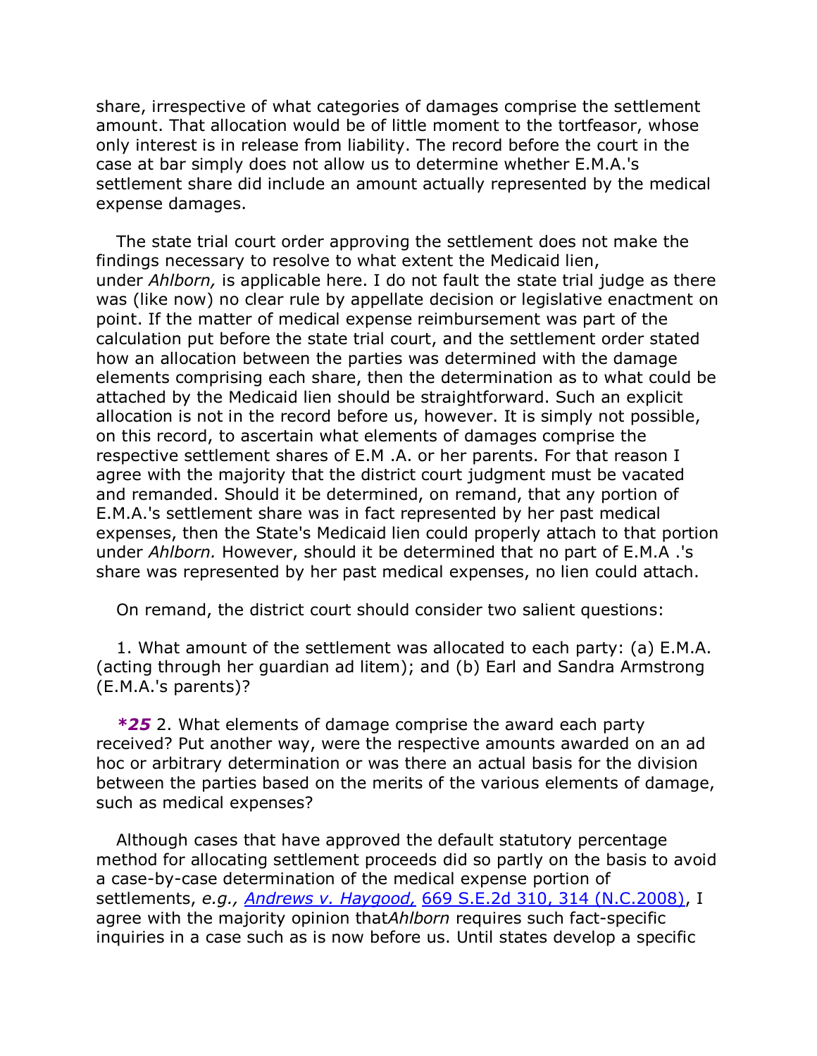share, irrespective of what categories of damages comprise the settlement amount. That allocation would be of little moment to the tortfeasor, whose only interest is in release from liability. The record before the court in the case at bar simply does not allow us to determine whether E.M.A.'s settlement share did include an amount actually represented by the medical expense damages.

The state trial court order approving the settlement does not make the findings necessary to resolve to what extent the Medicaid lien, under *Ahlborn,* is applicable here. I do not fault the state trial judge as there was (like now) no clear rule by appellate decision or legislative enactment on point. If the matter of medical expense reimbursement was part of the calculation put before the state trial court, and the settlement order stated how an allocation between the parties was determined with the damage elements comprising each share, then the determination as to what could be attached by the Medicaid lien should be straightforward. Such an explicit allocation is not in the record before us, however. It is simply not possible, on this record, to ascertain what elements of damages comprise the respective settlement shares of E.M .A. or her parents. For that reason I agree with the majority that the district court judgment must be vacated and remanded. Should it be determined, on remand, that any portion of E.M.A.'s settlement share was in fact represented by her past medical expenses, then the State's Medicaid lien could properly attach to that portion under *Ahlborn.* However, should it be determined that no part of E.M.A .'s share was represented by her past medical expenses, no lien could attach.

On remand, the district court should consider two salient questions:

1. What amount of the settlement was allocated to each party: (a) E.M.A. (acting through her guardian ad litem); and (b) Earl and Sandra Armstrong (E.M.A.'s parents)?

***25** 2. What elements of damage comprise the award each party received? Put another way, were the respective amounts awarded on an ad hoc or arbitrary determination or was there an actual basis for the division between the parties based on the merits of the various elements of damage, such as medical expenses?

Although cases that have approved the default statutory percentage method for allocating settlement proceeds did so partly on the basis to avoid a case-by-case determination of the medical expense portion of settlements, *e.g., Andrews v. Haygood,* 669 S.E.2d 310, 314 (N.C.2008), I agree with the majority opinion that *Ahlborn* requires such fact-specific inquiries in a case such as is now before us. Until states develop a specific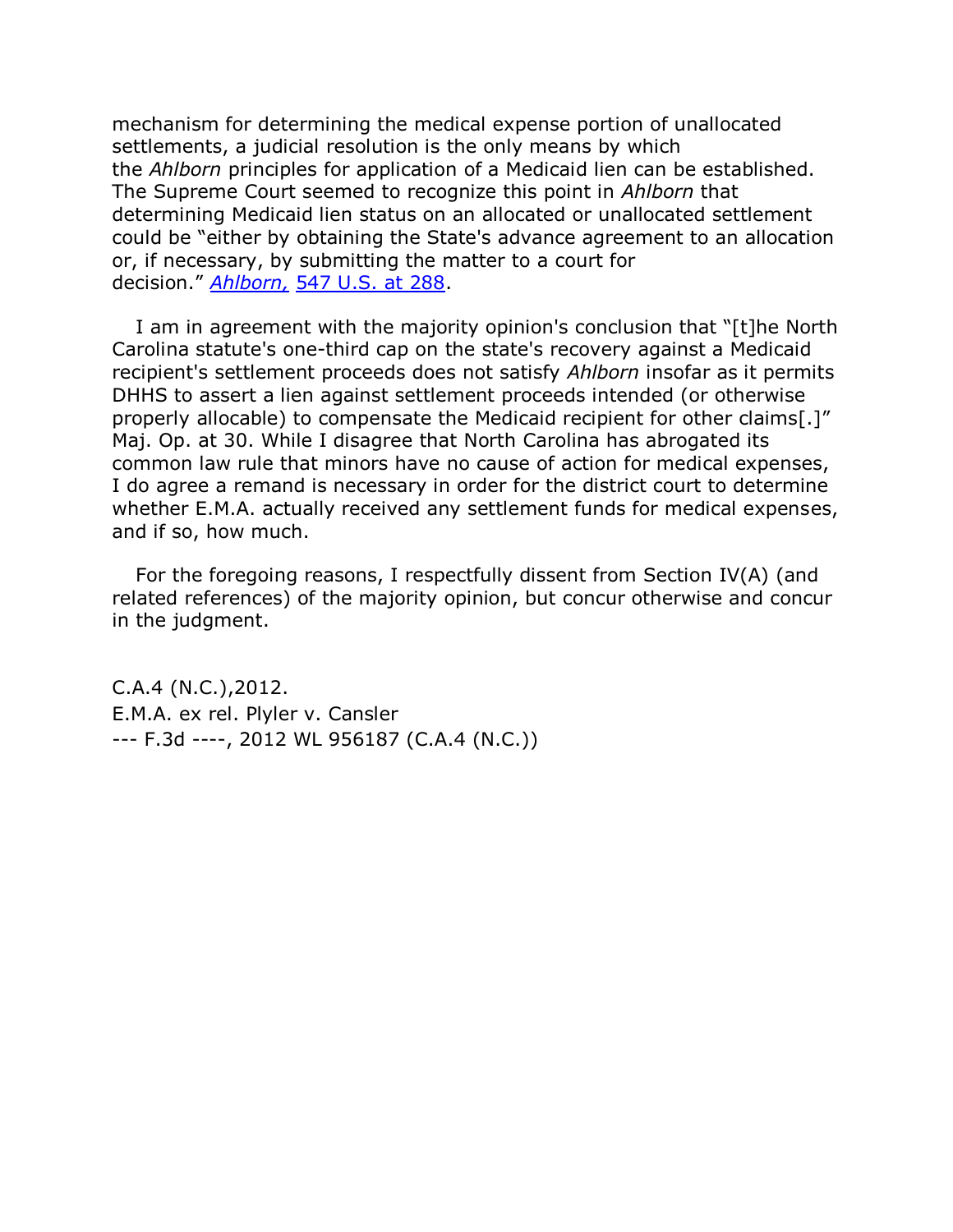mechanism for determining the medical expense portion of unallocated settlements, a judicial resolution is the only means by which the *Ahlborn* principles for application of a Medicaid lien can be established. The Supreme Court seemed to recognize this point in *Ahlborn* that determining Medicaid lien status on an allocated or unallocated settlement could be "either by obtaining the State's advance agreement to an allocation or, if necessary, by submitting the matter to a court for decision." *Ahlborn,* 547 U.S. at 288.

I am in agreement with the majority opinion's conclusion that "[t]he North Carolina statute's one-third cap on the state's recovery against a Medicaid recipient's settlement proceeds does not satisfy *Ahlborn* insofar as it permits DHHS to assert a lien against settlement proceeds intended (or otherwise properly allocable) to compensate the Medicaid recipient for other claims[.]" Maj. Op. at 30. While I disagree that North Carolina has abrogated its common law rule that minors have no cause of action for medical expenses, I do agree a remand is necessary in order for the district court to determine whether E.M.A. actually received any settlement funds for medical expenses, and if so, how much.

For the foregoing reasons, I respectfully dissent from Section IV(A) (and related references) of the majority opinion, but concur otherwise and concur in the judgment.

C.A.4 (N.C.),2012.
E.M.A. ex rel. Plyler v. Cansler
--- F.3d ----, 2012 WL 956187 (C.A.4 (N.C.))